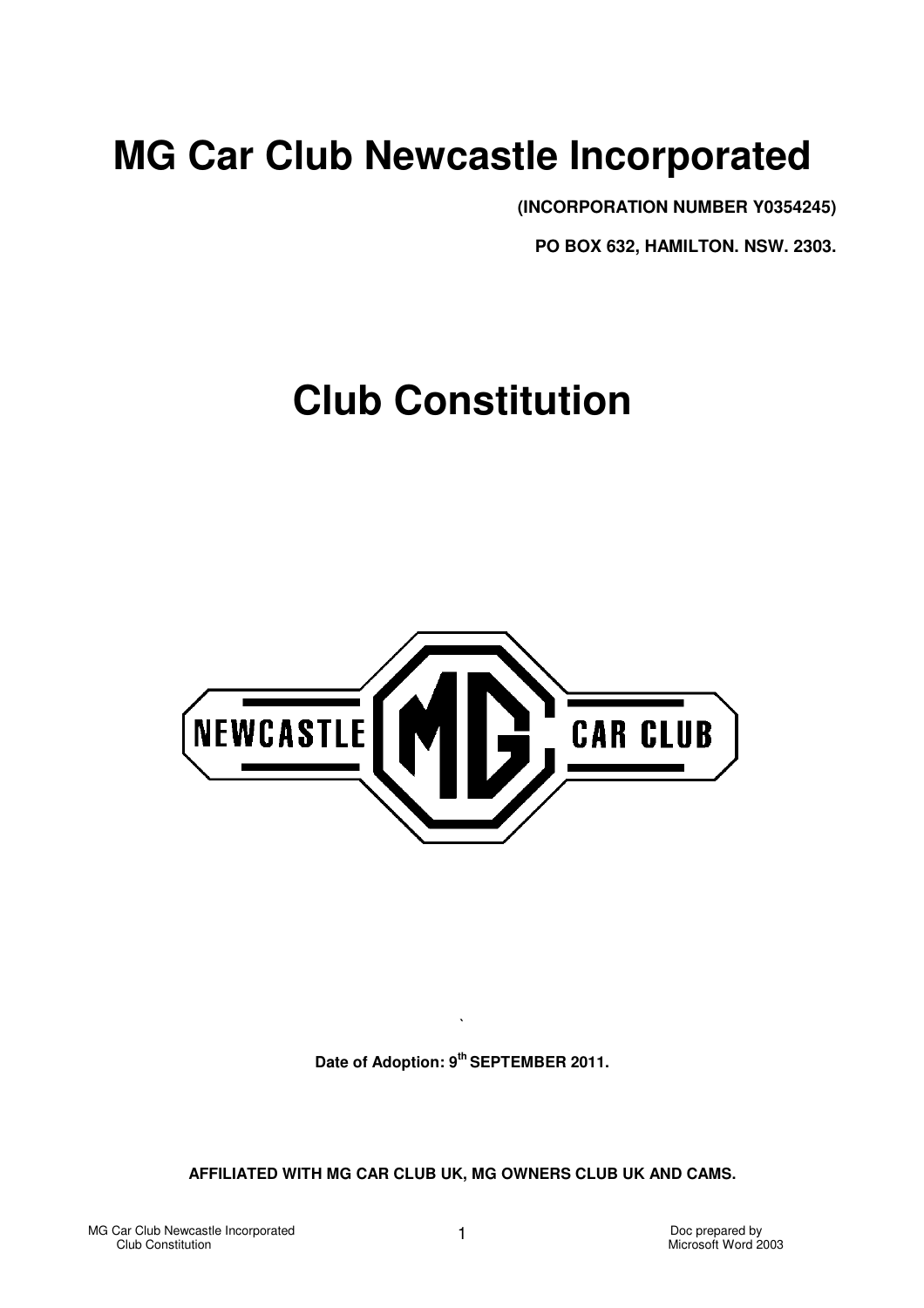# MG Car Club Newcastle Incorporated

**(INCORPORATION NUMBER Y0354245)**

**PO BOX 632, HAMILTON. NSW. 2303.**

# Club Constitution

**Date of Adoption: 9th SEPTEMBER 2011.**

**AFFILIATED WITH MG CAR CLUB UK, MG OWNERS CLUB UK AND CAMS.**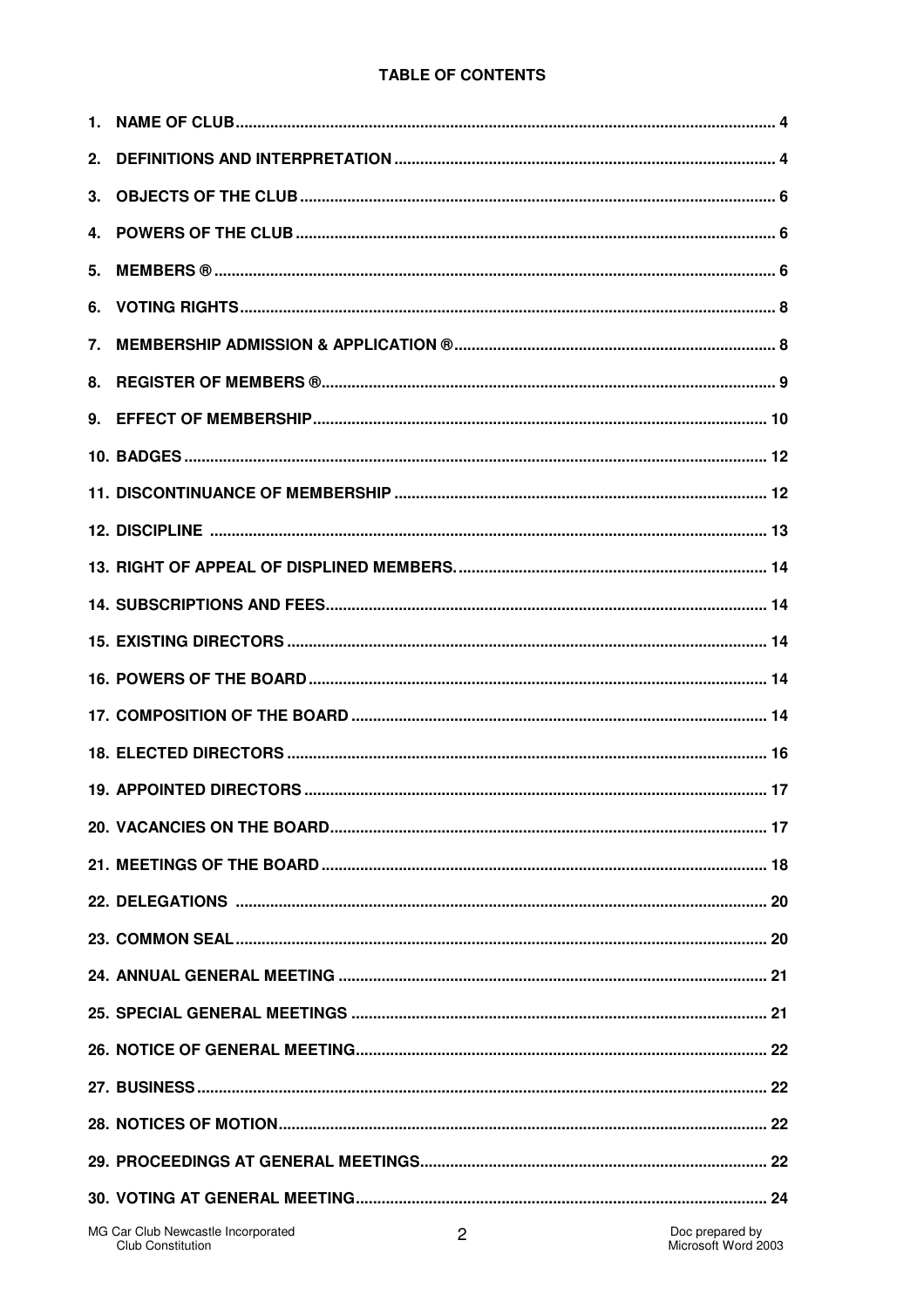## TABLE OF CONTENTS

1. NAME OF CLUB .......... 4
2. DEFINITIONS AND INTERPRETATION .......... 4
3. OBJECTS OF THE CLUB .......... 6
4. POWERS OF THE CLUB .......... 6
5. MEMBERS ® .......... 6
6. VOTING RIGHTS .......... 8
7. MEMBERSHIP ADMISSION & APPLICATION ® .......... 8
8. REGISTER OF MEMBERS ® .......... 9
9. EFFECT OF MEMBERSHIP .......... 10
10. BADGES .......... 12
11. DISCONTINUANCE OF MEMBERSHIP .......... 12
12. DISCIPLINE .......... 13
13. RIGHT OF APPEAL OF DISPLINED MEMBERS. .......... 14
14. SUBSCRIPTIONS AND FEES .......... 14
15. EXISTING DIRECTORS .......... 14
16. POWERS OF THE BOARD .......... 14
17. COMPOSITION OF THE BOARD .......... 14
18. ELECTED DIRECTORS .......... 16
19. APPOINTED DIRECTORS .......... 17
20. VACANCIES ON THE BOARD .......... 17
21. MEETINGS OF THE BOARD .......... 18
22. DELEGATIONS .......... 20
23. COMMON SEAL .......... 20
24. ANNUAL GENERAL MEETING .......... 21
25. SPECIAL GENERAL MEETINGS .......... 21
26. NOTICE OF GENERAL MEETING .......... 22
27. BUSINESS .......... 22
28. NOTICES OF MOTION .......... 22
29. PROCEEDINGS AT GENERAL MEETINGS .......... 22
30. VOTING AT GENERAL MEETING .......... 24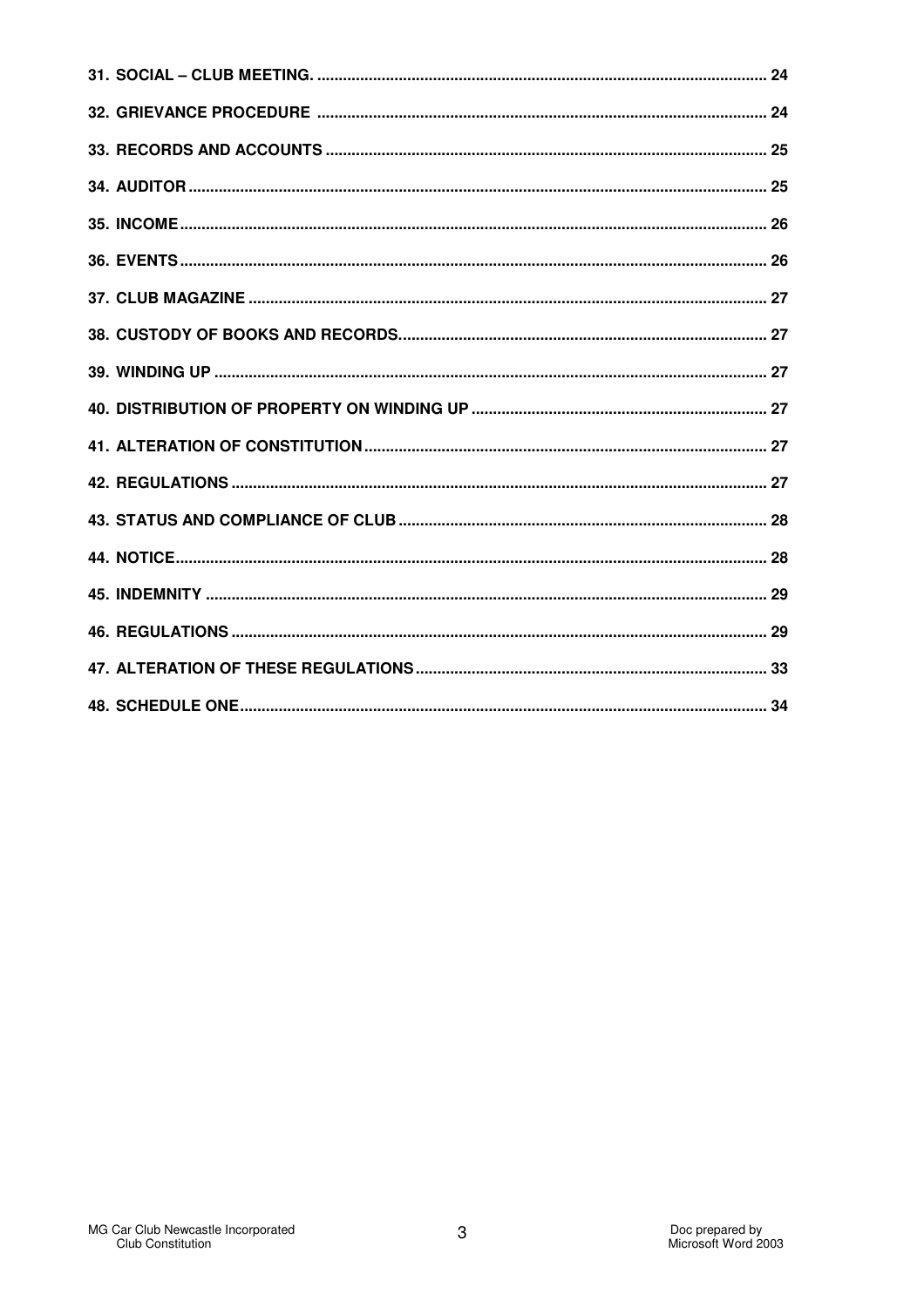**31. SOCIAL – CLUB MEETING. ........................................................................................................ 24**

**32. GRIEVANCE PROCEDURE ........................................................................................................ 24**

**33. RECORDS AND ACCOUNTS ....................................................................................................... 25**

**34. AUDITOR ....................................................................................................................................... 25**

**35. INCOME ......................................................................................................................................... 26**

**36. EVENTS ......................................................................................................................................... 26**

**37. CLUB MAGAZINE ......................................................................................................................... 27**

**38. CUSTODY OF BOOKS AND RECORDS...................................................................................... 27**

**39. WINDING UP ................................................................................................................................. 27**

**40. DISTRIBUTION OF PROPERTY ON WINDING UP ..................................................................... 27**

**41. ALTERATION OF CONSTITUTION ............................................................................................. 27**

**42. REGULATIONS ............................................................................................................................. 27**

**43. STATUS AND COMPLIANCE OF CLUB ...................................................................................... 28**

**44. NOTICE .......................................................................................................................................... 28**

**45. INDEMNITY ................................................................................................................................... 29**

**46. REGULATIONS ............................................................................................................................. 29**

**47. ALTERATION OF THESE REGULATIONS ................................................................................. 33**

**48. SCHEDULE ONE ........................................................................................................................... 34**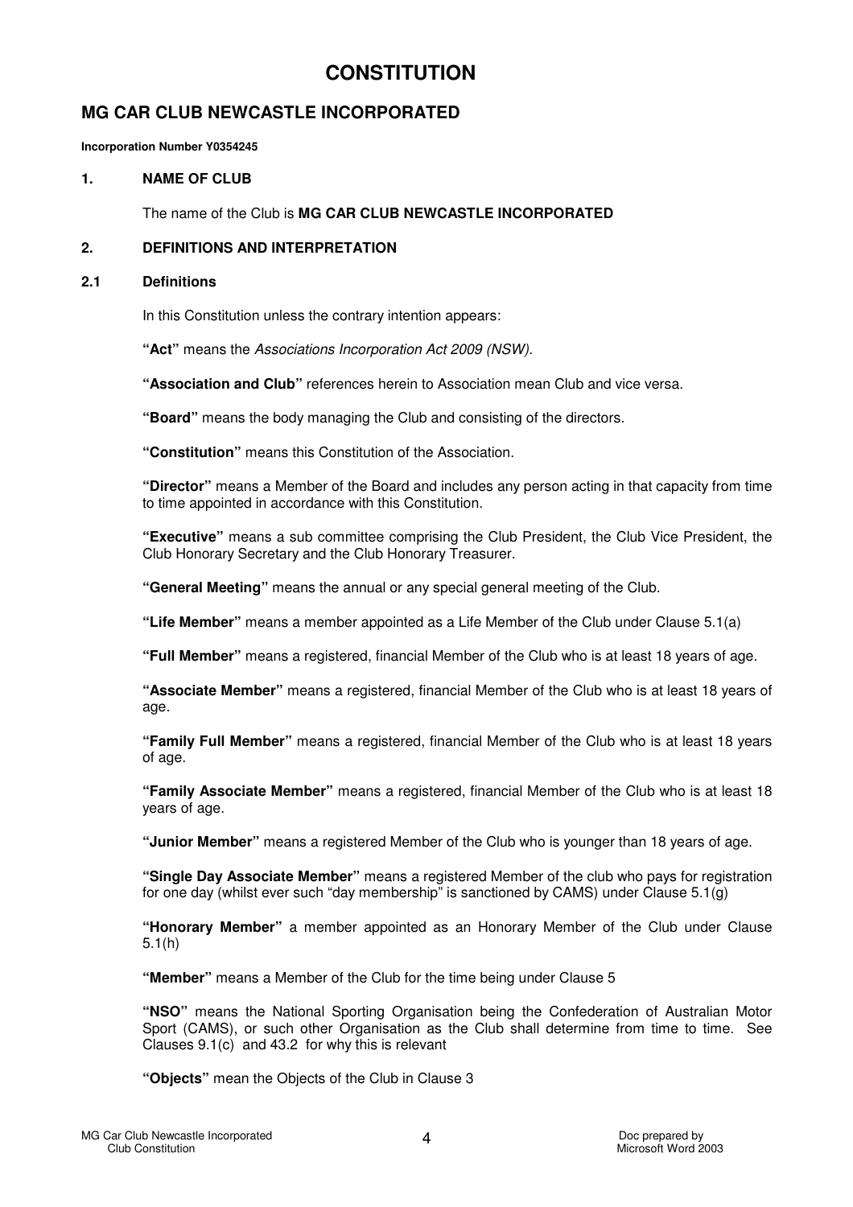# CONSTITUTION

## MG CAR CLUB NEWCASTLE INCORPORATED

**Incorporation Number Y0354245**

### 1. NAME OF CLUB

The name of the Club is **MG CAR CLUB NEWCASTLE INCORPORATED**

### 2. DEFINITIONS AND INTERPRETATION

### 2.1 Definitions

In this Constitution unless the contrary intention appears:

**"Act"** means the *Associations Incorporation Act 2009 (NSW).*

**"Association and Club"** references herein to Association mean Club and vice versa.

**"Board"** means the body managing the Club and consisting of the directors.

**"Constitution"** means this Constitution of the Association.

**"Director"** means a Member of the Board and includes any person acting in that capacity from time to time appointed in accordance with this Constitution.

**"Executive"** means a sub committee comprising the Club President, the Club Vice President, the Club Honorary Secretary and the Club Honorary Treasurer.

**"General Meeting"** means the annual or any special general meeting of the Club.

**"Life Member"** means a member appointed as a Life Member of the Club under Clause 5.1(a)

**"Full Member"** means a registered, financial Member of the Club who is at least 18 years of age.

**"Associate Member"** means a registered, financial Member of the Club who is at least 18 years of age.

**"Family Full Member"** means a registered, financial Member of the Club who is at least 18 years of age.

**"Family Associate Member"** means a registered, financial Member of the Club who is at least 18 years of age.

**"Junior Member"** means a registered Member of the Club who is younger than 18 years of age.

**"Single Day Associate Member"** means a registered Member of the club who pays for registration for one day (whilst ever such "day membership" is sanctioned by CAMS) under Clause 5.1(g)

**"Honorary Member"** a member appointed as an Honorary Member of the Club under Clause 5.1(h)

**"Member"** means a Member of the Club for the time being under Clause 5

**"NSO"** means the National Sporting Organisation being the Confederation of Australian Motor Sport (CAMS), or such other Organisation as the Club shall determine from time to time. See Clauses 9.1(c) and 43.2 for why this is relevant

**"Objects"** mean the Objects of the Club in Clause 3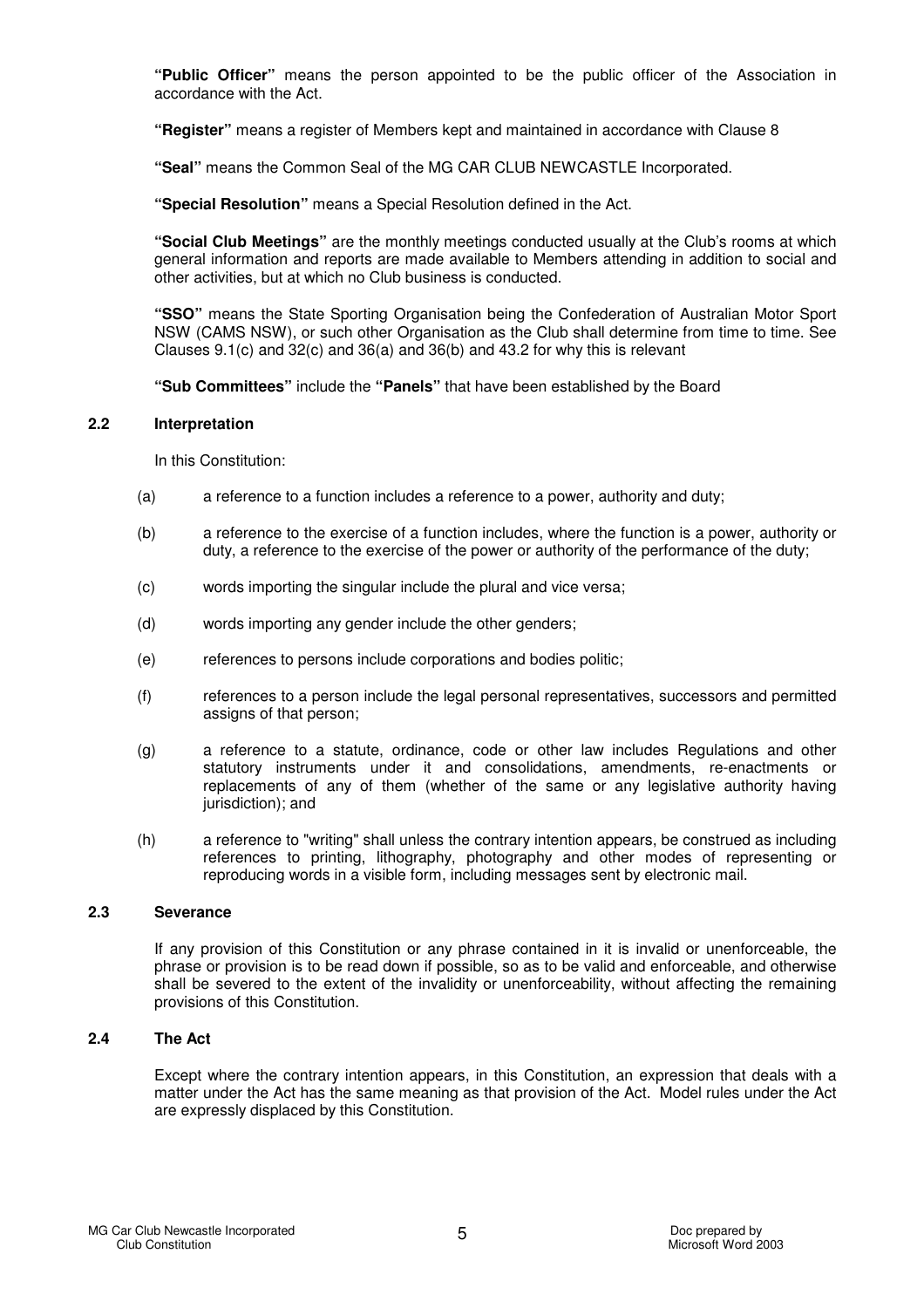**"Public Officer"** means the person appointed to be the public officer of the Association in accordance with the Act.

**"Register"** means a register of Members kept and maintained in accordance with Clause 8

**"Seal"** means the Common Seal of the MG CAR CLUB NEWCASTLE Incorporated.

**"Special Resolution"** means a Special Resolution defined in the Act.

**"Social Club Meetings"** are the monthly meetings conducted usually at the Club's rooms at which general information and reports are made available to Members attending in addition to social and other activities, but at which no Club business is conducted.

**"SSO"** means the State Sporting Organisation being the Confederation of Australian Motor Sport NSW (CAMS NSW), or such other Organisation as the Club shall determine from time to time. See Clauses 9.1(c) and 32(c) and 36(a) and 36(b) and 43.2 for why this is relevant

**"Sub Committees"** include the **"Panels"** that have been established by the Board

### 2.2 Interpretation

In this Constitution:

(a) a reference to a function includes a reference to a power, authority and duty;

(b) a reference to the exercise of a function includes, where the function is a power, authority or duty, a reference to the exercise of the power or authority of the performance of the duty;

(c) words importing the singular include the plural and vice versa;

(d) words importing any gender include the other genders;

(e) references to persons include corporations and bodies politic;

(f) references to a person include the legal personal representatives, successors and permitted assigns of that person;

(g) a reference to a statute, ordinance, code or other law includes Regulations and other statutory instruments under it and consolidations, amendments, re-enactments or replacements of any of them (whether of the same or any legislative authority having jurisdiction); and

(h) a reference to "writing" shall unless the contrary intention appears, be construed as including references to printing, lithography, photography and other modes of representing or reproducing words in a visible form, including messages sent by electronic mail.

### 2.3 Severance

If any provision of this Constitution or any phrase contained in it is invalid or unenforceable, the phrase or provision is to be read down if possible, so as to be valid and enforceable, and otherwise shall be severed to the extent of the invalidity or unenforceability, without affecting the remaining provisions of this Constitution.

### 2.4 The Act

Except where the contrary intention appears, in this Constitution, an expression that deals with a matter under the Act has the same meaning as that provision of the Act. Model rules under the Act are expressly displaced by this Constitution.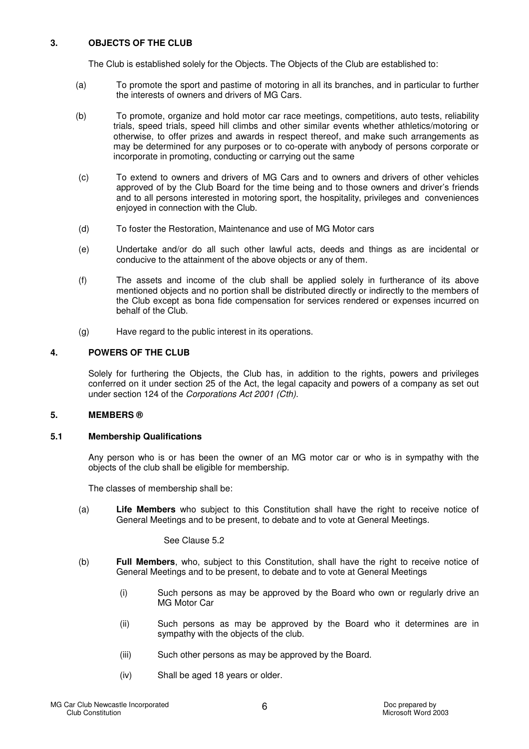## 3. OBJECTS OF THE CLUB

The Club is established solely for the Objects. The Objects of the Club are established to:

(a) To promote the sport and pastime of motoring in all its branches, and in particular to further the interests of owners and drivers of MG Cars.

(b) To promote, organize and hold motor car race meetings, competitions, auto tests, reliability trials, speed trials, speed hill climbs and other similar events whether athletics/motoring or otherwise, to offer prizes and awards in respect thereof, and make such arrangements as may be determined for any purposes or to co-operate with anybody of persons corporate or incorporate in promoting, conducting or carrying out the same

(c) To extend to owners and drivers of MG Cars and to owners and drivers of other vehicles approved of by the Club Board for the time being and to those owners and driver's friends and to all persons interested in motoring sport, the hospitality, privileges and conveniences enjoyed in connection with the Club.

(d) To foster the Restoration, Maintenance and use of MG Motor cars

(e) Undertake and/or do all such other lawful acts, deeds and things as are incidental or conducive to the attainment of the above objects or any of them.

(f) The assets and income of the club shall be applied solely in furtherance of its above mentioned objects and no portion shall be distributed directly or indirectly to the members of the Club except as bona fide compensation for services rendered or expenses incurred on behalf of the Club.

(g) Have regard to the public interest in its operations.

## 4. POWERS OF THE CLUB

Solely for furthering the Objects, the Club has, in addition to the rights, powers and privileges conferred on it under section 25 of the Act, the legal capacity and powers of a company as set out under section 124 of the *Corporations Act 2001 (Cth)*.

## 5. MEMBERS ®

### 5.1 Membership Qualifications

Any person who is or has been the owner of an MG motor car or who is in sympathy with the objects of the club shall be eligible for membership.

The classes of membership shall be:

(a) **Life Members** who subject to this Constitution shall have the right to receive notice of General Meetings and to be present, to debate and to vote at General Meetings.

See Clause 5.2

(b) **Full Members**, who, subject to this Constitution, shall have the right to receive notice of General Meetings and to be present, to debate and to vote at General Meetings

(i) Such persons as may be approved by the Board who own or regularly drive an MG Motor Car

(ii) Such persons as may be approved by the Board who it determines are in sympathy with the objects of the club.

(iii) Such other persons as may be approved by the Board.

(iv) Shall be aged 18 years or older.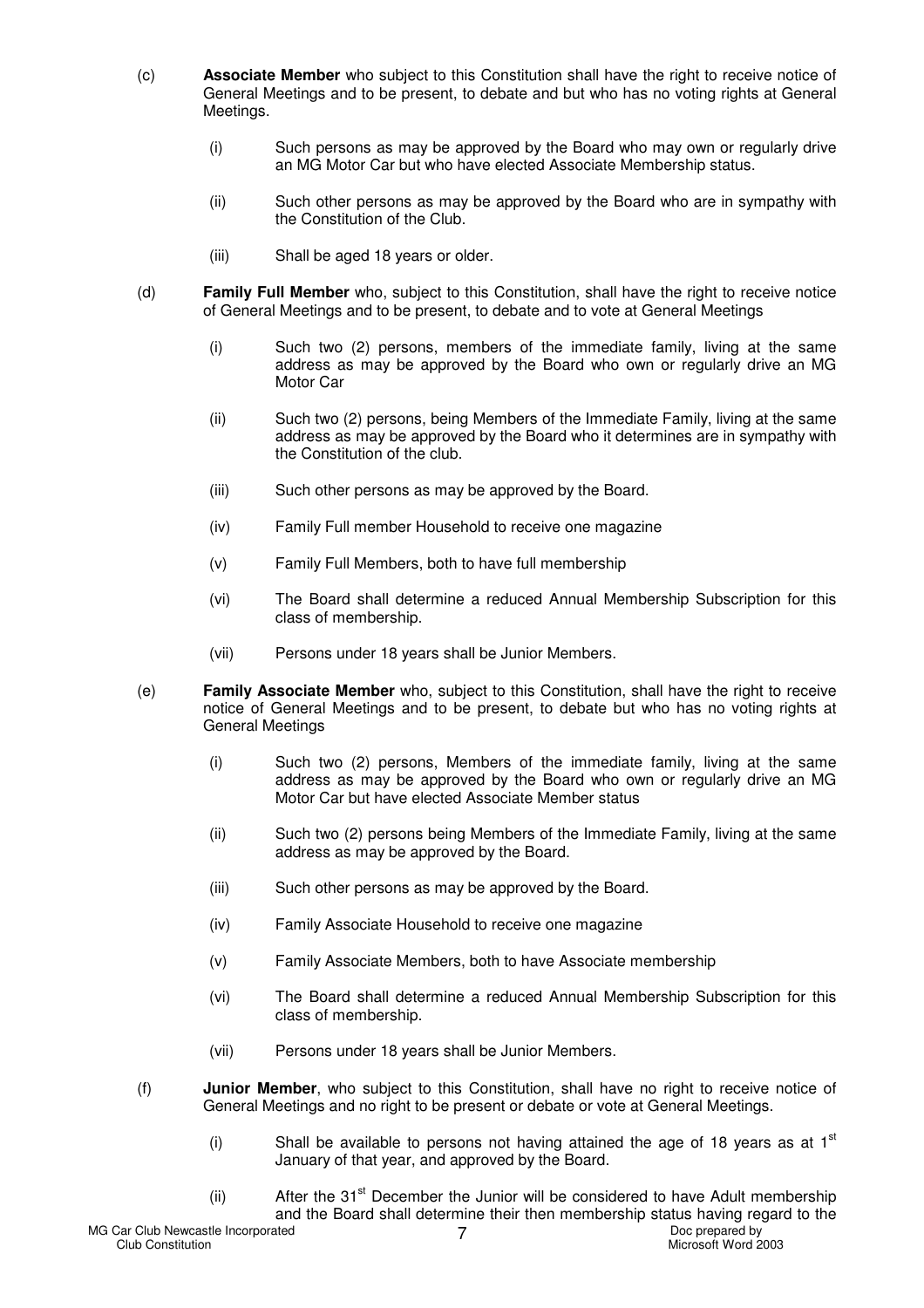(c) **Associate Member** who subject to this Constitution shall have the right to receive notice of General Meetings and to be present, to debate and but who has no voting rights at General Meetings.

   (i) Such persons as may be approved by the Board who may own or regularly drive an MG Motor Car but who have elected Associate Membership status.

   (ii) Such other persons as may be approved by the Board who are in sympathy with the Constitution of the Club.

   (iii) Shall be aged 18 years or older.

(d) **Family Full Member** who, subject to this Constitution, shall have the right to receive notice of General Meetings and to be present, to debate and to vote at General Meetings

   (i) Such two (2) persons, members of the immediate family, living at the same address as may be approved by the Board who own or regularly drive an MG Motor Car

   (ii) Such two (2) persons, being Members of the Immediate Family, living at the same address as may be approved by the Board who it determines are in sympathy with the Constitution of the club.

   (iii) Such other persons as may be approved by the Board.

   (iv) Family Full member Household to receive one magazine

   (v) Family Full Members, both to have full membership

   (vi) The Board shall determine a reduced Annual Membership Subscription for this class of membership.

   (vii) Persons under 18 years shall be Junior Members.

(e) **Family Associate Member** who, subject to this Constitution, shall have the right to receive notice of General Meetings and to be present, to debate but who has no voting rights at General Meetings

   (i) Such two (2) persons, Members of the immediate family, living at the same address as may be approved by the Board who own or regularly drive an MG Motor Car but have elected Associate Member status

   (ii) Such two (2) persons being Members of the Immediate Family, living at the same address as may be approved by the Board.

   (iii) Such other persons as may be approved by the Board.

   (iv) Family Associate Household to receive one magazine

   (v) Family Associate Members, both to have Associate membership

   (vi) The Board shall determine a reduced Annual Membership Subscription for this class of membership.

   (vii) Persons under 18 years shall be Junior Members.

(f) **Junior Member**, who subject to this Constitution, shall have no right to receive notice of General Meetings and no right to be present or debate or vote at General Meetings.

   (i) Shall be available to persons not having attained the age of 18 years as at 1st January of that year, and approved by the Board.

   (ii) After the 31st December the Junior will be considered to have Adult membership and the Board shall determine their then membership status having regard to the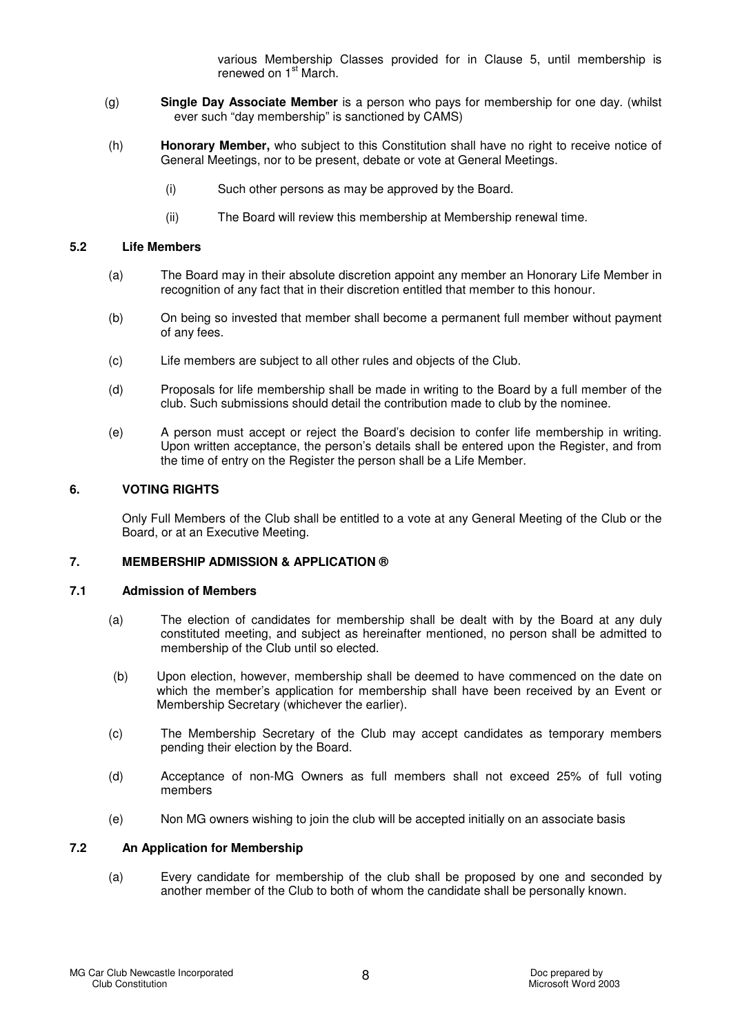various Membership Classes provided for in Clause 5, until membership is renewed on 1st March.

(g) **Single Day Associate Member** is a person who pays for membership for one day. (whilst ever such "day membership" is sanctioned by CAMS)

(h) **Honorary Member,** who subject to this Constitution shall have no right to receive notice of General Meetings, nor to be present, debate or vote at General Meetings.

(i) Such other persons as may be approved by the Board.

(ii) The Board will review this membership at Membership renewal time.

## 5.2 Life Members

(a) The Board may in their absolute discretion appoint any member an Honorary Life Member in recognition of any fact that in their discretion entitled that member to this honour.

(b) On being so invested that member shall become a permanent full member without payment of any fees.

(c) Life members are subject to all other rules and objects of the Club.

(d) Proposals for life membership shall be made in writing to the Board by a full member of the club. Such submissions should detail the contribution made to club by the nominee.

(e) A person must accept or reject the Board's decision to confer life membership in writing. Upon written acceptance, the person's details shall be entered upon the Register, and from the time of entry on the Register the person shall be a Life Member.

## 6. VOTING RIGHTS

Only Full Members of the Club shall be entitled to a vote at any General Meeting of the Club or the Board, or at an Executive Meeting.

## 7. MEMBERSHIP ADMISSION & APPLICATION ®

## 7.1 Admission of Members

(a) The election of candidates for membership shall be dealt with by the Board at any duly constituted meeting, and subject as hereinafter mentioned, no person shall be admitted to membership of the Club until so elected.

(b) Upon election, however, membership shall be deemed to have commenced on the date on which the member's application for membership shall have been received by an Event or Membership Secretary (whichever the earlier).

(c) The Membership Secretary of the Club may accept candidates as temporary members pending their election by the Board.

(d) Acceptance of non-MG Owners as full members shall not exceed 25% of full voting members

(e) Non MG owners wishing to join the club will be accepted initially on an associate basis

## 7.2 An Application for Membership

(a) Every candidate for membership of the club shall be proposed by one and seconded by another member of the Club to both of whom the candidate shall be personally known.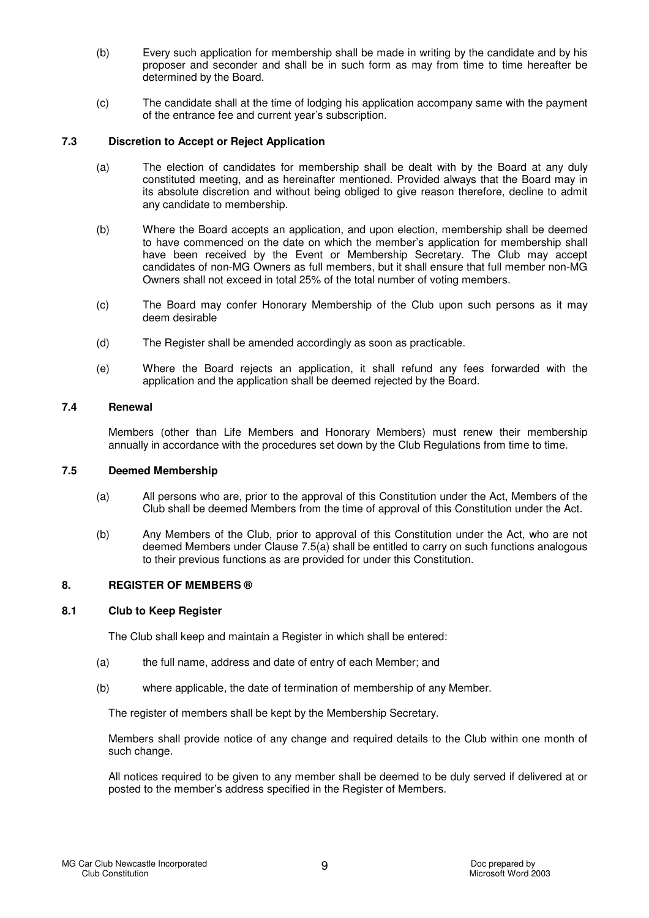(b) Every such application for membership shall be made in writing by the candidate and by his proposer and seconder and shall be in such form as may from time to time hereafter be determined by the Board.

(c) The candidate shall at the time of lodging his application accompany same with the payment of the entrance fee and current year's subscription.

### 7.3 Discretion to Accept or Reject Application

(a) The election of candidates for membership shall be dealt with by the Board at any duly constituted meeting, and as hereinafter mentioned. Provided always that the Board may in its absolute discretion and without being obliged to give reason therefore, decline to admit any candidate to membership.

(b) Where the Board accepts an application, and upon election, membership shall be deemed to have commenced on the date on which the member's application for membership shall have been received by the Event or Membership Secretary. The Club may accept candidates of non-MG Owners as full members, but it shall ensure that full member non-MG Owners shall not exceed in total 25% of the total number of voting members.

(c) The Board may confer Honorary Membership of the Club upon such persons as it may deem desirable

(d) The Register shall be amended accordingly as soon as practicable.

(e) Where the Board rejects an application, it shall refund any fees forwarded with the application and the application shall be deemed rejected by the Board.

### 7.4 Renewal

Members (other than Life Members and Honorary Members) must renew their membership annually in accordance with the procedures set down by the Club Regulations from time to time.

### 7.5 Deemed Membership

(a) All persons who are, prior to the approval of this Constitution under the Act, Members of the Club shall be deemed Members from the time of approval of this Constitution under the Act.

(b) Any Members of the Club, prior to approval of this Constitution under the Act, who are not deemed Members under Clause 7.5(a) shall be entitled to carry on such functions analogous to their previous functions as are provided for under this Constitution.

## 8. REGISTER OF MEMBERS ®

### 8.1 Club to Keep Register

The Club shall keep and maintain a Register in which shall be entered:

(a) the full name, address and date of entry of each Member; and

(b) where applicable, the date of termination of membership of any Member.

The register of members shall be kept by the Membership Secretary.

Members shall provide notice of any change and required details to the Club within one month of such change.

All notices required to be given to any member shall be deemed to be duly served if delivered at or posted to the member's address specified in the Register of Members.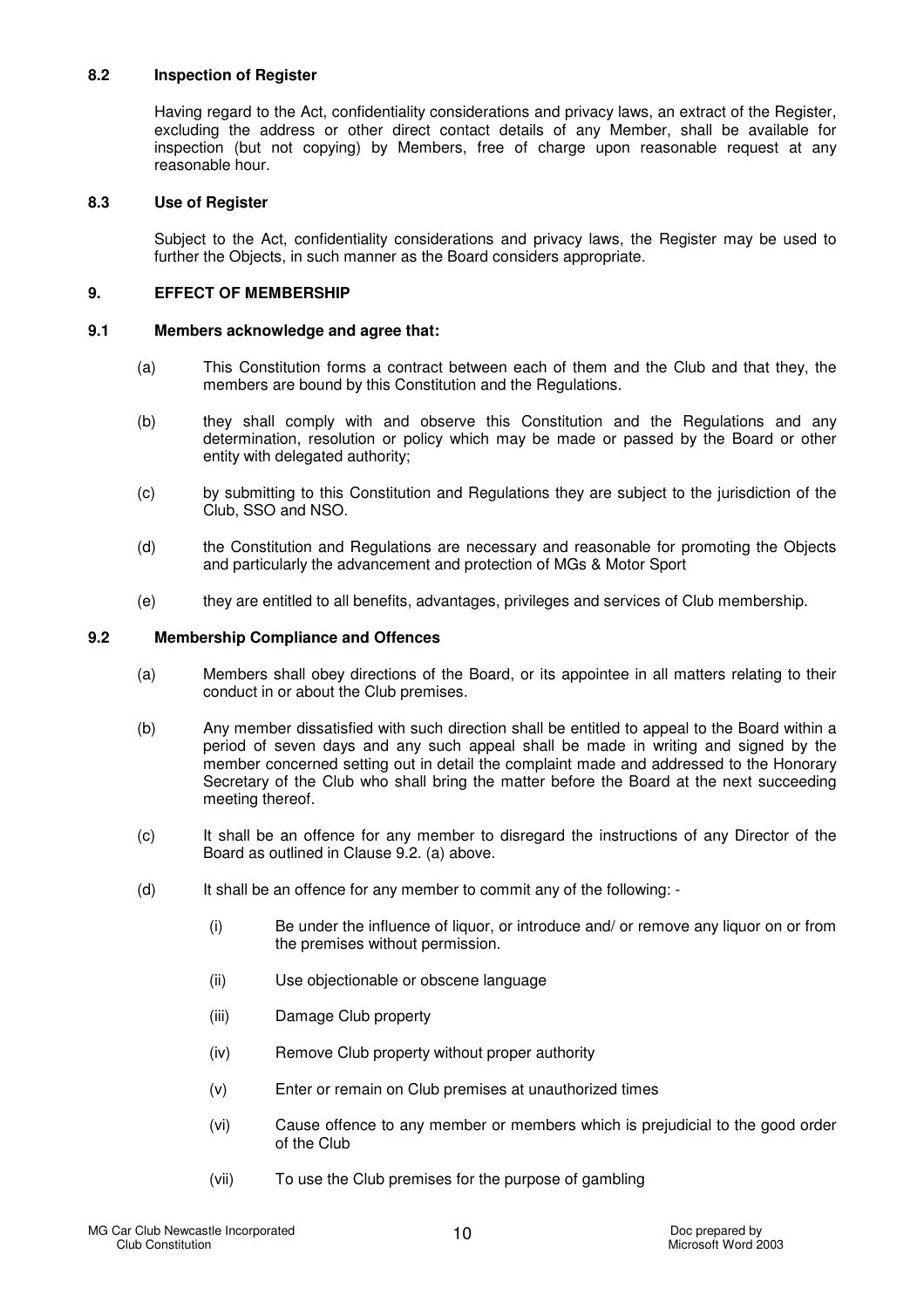### 8.2 Inspection of Register

Having regard to the Act, confidentiality considerations and privacy laws, an extract of the Register, excluding the address or other direct contact details of any Member, shall be available for inspection (but not copying) by Members, free of charge upon reasonable request at any reasonable hour.

### 8.3 Use of Register

Subject to the Act, confidentiality considerations and privacy laws, the Register may be used to further the Objects, in such manner as the Board considers appropriate.

## 9. EFFECT OF MEMBERSHIP

### 9.1 Members acknowledge and agree that:

(a) This Constitution forms a contract between each of them and the Club and that they, the members are bound by this Constitution and the Regulations.

(b) they shall comply with and observe this Constitution and the Regulations and any determination, resolution or policy which may be made or passed by the Board or other entity with delegated authority;

(c) by submitting to this Constitution and Regulations they are subject to the jurisdiction of the Club, SSO and NSO.

(d) the Constitution and Regulations are necessary and reasonable for promoting the Objects and particularly the advancement and protection of MGs & Motor Sport

(e) they are entitled to all benefits, advantages, privileges and services of Club membership.

### 9.2 Membership Compliance and Offences

(a) Members shall obey directions of the Board, or its appointee in all matters relating to their conduct in or about the Club premises.

(b) Any member dissatisfied with such direction shall be entitled to appeal to the Board within a period of seven days and any such appeal shall be made in writing and signed by the member concerned setting out in detail the complaint made and addressed to the Honorary Secretary of the Club who shall bring the matter before the Board at the next succeeding meeting thereof.

(c) It shall be an offence for any member to disregard the instructions of any Director of the Board as outlined in Clause 9.2. (a) above.

(d) It shall be an offence for any member to commit any of the following: -

(i) Be under the influence of liquor, or introduce and/ or remove any liquor on or from the premises without permission.

(ii) Use objectionable or obscene language

(iii) Damage Club property

(iv) Remove Club property without proper authority

(v) Enter or remain on Club premises at unauthorized times

(vi) Cause offence to any member or members which is prejudicial to the good order of the Club

(vii) To use the Club premises for the purpose of gambling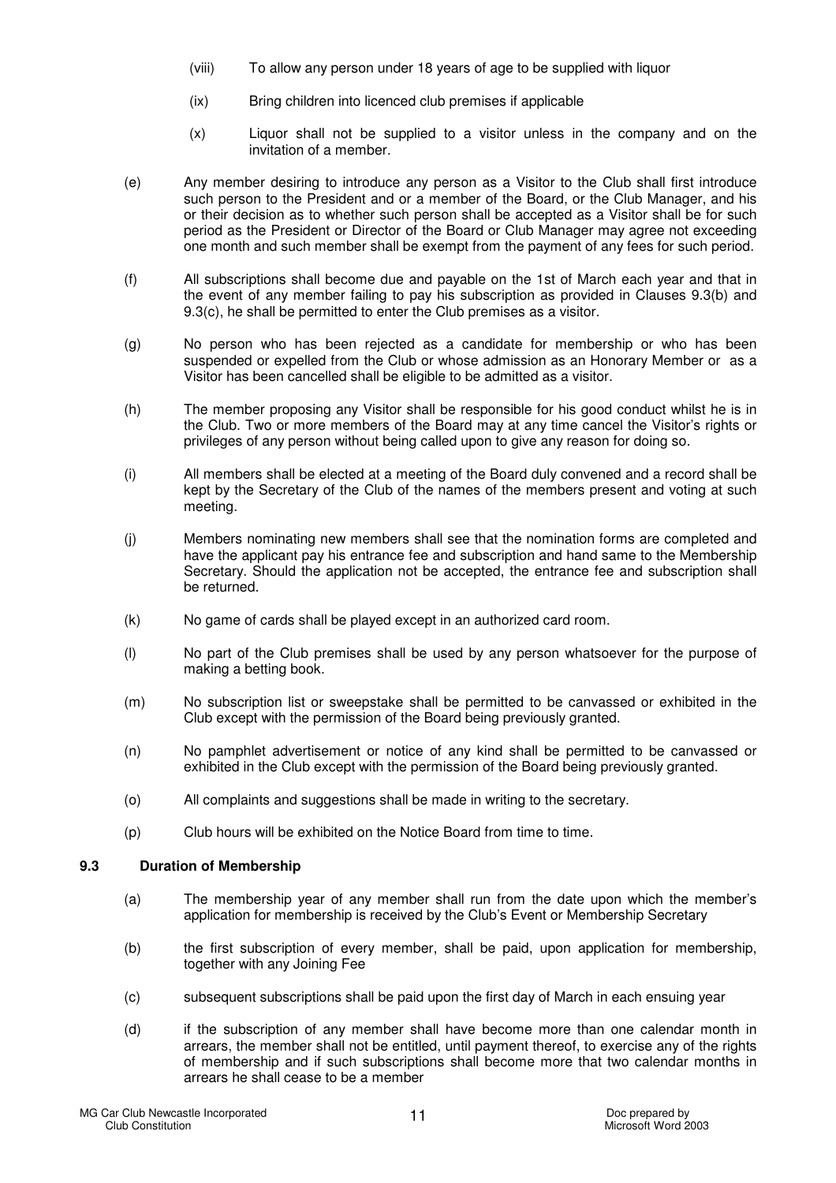(viii) To allow any person under 18 years of age to be supplied with liquor

(ix) Bring children into licenced club premises if applicable

(x) Liquor shall not be supplied to a visitor unless in the company and on the invitation of a member.

(e) Any member desiring to introduce any person as a Visitor to the Club shall first introduce such person to the President and or a member of the Board, or the Club Manager, and his or their decision as to whether such person shall be accepted as a Visitor shall be for such period as the President or Director of the Board or Club Manager may agree not exceeding one month and such member shall be exempt from the payment of any fees for such period.

(f) All subscriptions shall become due and payable on the 1st of March each year and that in the event of any member failing to pay his subscription as provided in Clauses 9.3(b) and 9.3(c), he shall be permitted to enter the Club premises as a visitor.

(g) No person who has been rejected as a candidate for membership or who has been suspended or expelled from the Club or whose admission as an Honorary Member or as a Visitor has been cancelled shall be eligible to be admitted as a visitor.

(h) The member proposing any Visitor shall be responsible for his good conduct whilst he is in the Club. Two or more members of the Board may at any time cancel the Visitor's rights or privileges of any person without being called upon to give any reason for doing so.

(i) All members shall be elected at a meeting of the Board duly convened and a record shall be kept by the Secretary of the Club of the names of the members present and voting at such meeting.

(j) Members nominating new members shall see that the nomination forms are completed and have the applicant pay his entrance fee and subscription and hand same to the Membership Secretary. Should the application not be accepted, the entrance fee and subscription shall be returned.

(k) No game of cards shall be played except in an authorized card room.

(l) No part of the Club premises shall be used by any person whatsoever for the purpose of making a betting book.

(m) No subscription list or sweepstake shall be permitted to be canvassed or exhibited in the Club except with the permission of the Board being previously granted.

(n) No pamphlet advertisement or notice of any kind shall be permitted to be canvassed or exhibited in the Club except with the permission of the Board being previously granted.

(o) All complaints and suggestions shall be made in writing to the secretary.

(p) Club hours will be exhibited on the Notice Board from time to time.

### 9.3 Duration of Membership

(a) The membership year of any member shall run from the date upon which the member's application for membership is received by the Club's Event or Membership Secretary

(b) the first subscription of every member, shall be paid, upon application for membership, together with any Joining Fee

(c) subsequent subscriptions shall be paid upon the first day of March in each ensuing year

(d) if the subscription of any member shall have become more than one calendar month in arrears, the member shall not be entitled, until payment thereof, to exercise any of the rights of membership and if such subscriptions shall become more that two calendar months in arrears he shall cease to be a member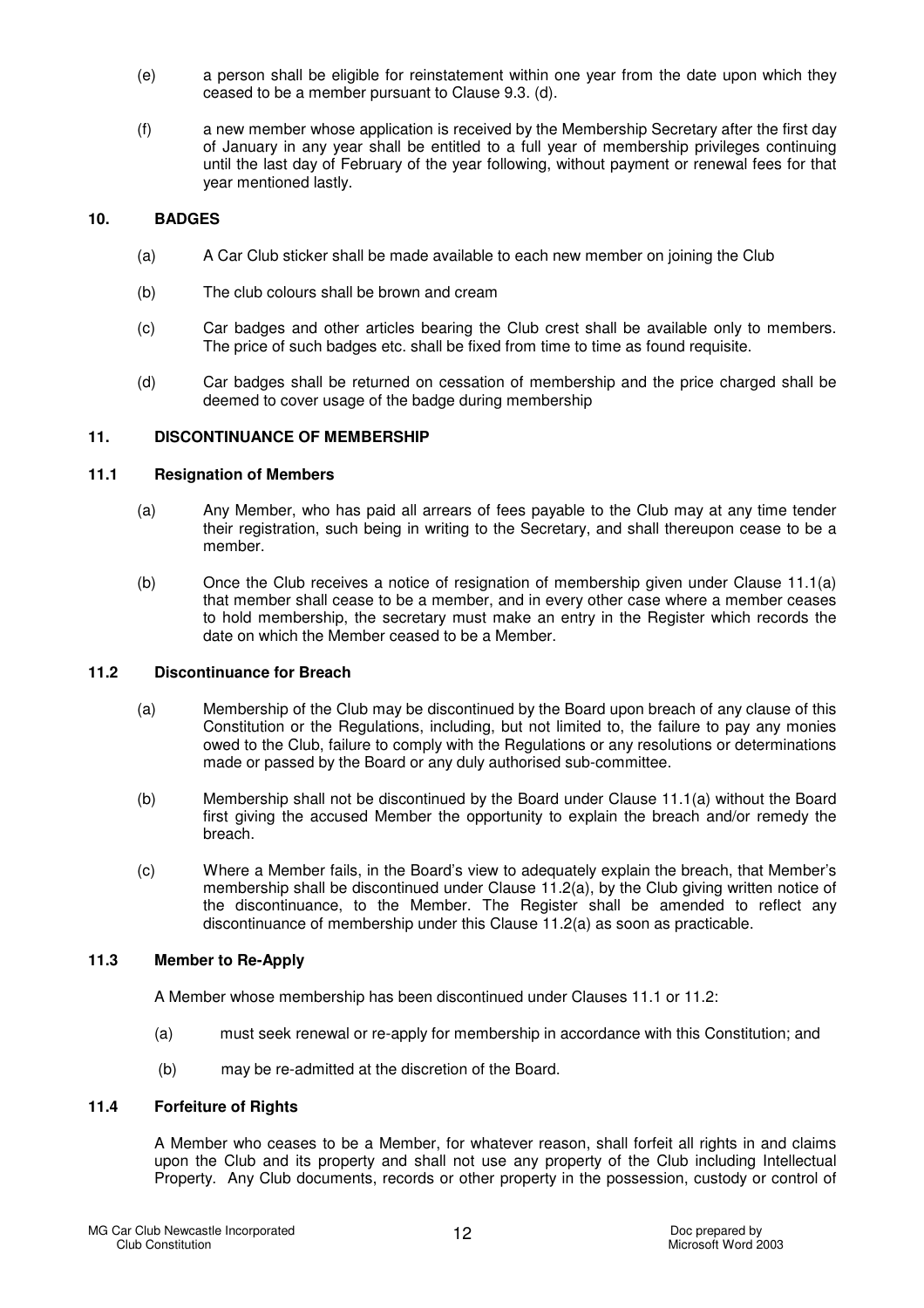(e) a person shall be eligible for reinstatement within one year from the date upon which they ceased to be a member pursuant to Clause 9.3. (d).

(f) a new member whose application is received by the Membership Secretary after the first day of January in any year shall be entitled to a full year of membership privileges continuing until the last day of February of the year following, without payment or renewal fees for that year mentioned lastly.

## 10. BADGES

(a) A Car Club sticker shall be made available to each new member on joining the Club

(b) The club colours shall be brown and cream

(c) Car badges and other articles bearing the Club crest shall be available only to members. The price of such badges etc. shall be fixed from time to time as found requisite.

(d) Car badges shall be returned on cessation of membership and the price charged shall be deemed to cover usage of the badge during membership

## 11. DISCONTINUANCE OF MEMBERSHIP

### 11.1 Resignation of Members

(a) Any Member, who has paid all arrears of fees payable to the Club may at any time tender their registration, such being in writing to the Secretary, and shall thereupon cease to be a member.

(b) Once the Club receives a notice of resignation of membership given under Clause 11.1(a) that member shall cease to be a member, and in every other case where a member ceases to hold membership, the secretary must make an entry in the Register which records the date on which the Member ceased to be a Member.

### 11.2 Discontinuance for Breach

(a) Membership of the Club may be discontinued by the Board upon breach of any clause of this Constitution or the Regulations, including, but not limited to, the failure to pay any monies owed to the Club, failure to comply with the Regulations or any resolutions or determinations made or passed by the Board or any duly authorised sub-committee.

(b) Membership shall not be discontinued by the Board under Clause 11.1(a) without the Board first giving the accused Member the opportunity to explain the breach and/or remedy the breach.

(c) Where a Member fails, in the Board's view to adequately explain the breach, that Member's membership shall be discontinued under Clause 11.2(a), by the Club giving written notice of the discontinuance, to the Member. The Register shall be amended to reflect any discontinuance of membership under this Clause 11.2(a) as soon as practicable.

### 11.3 Member to Re-Apply

A Member whose membership has been discontinued under Clauses 11.1 or 11.2:

(a) must seek renewal or re-apply for membership in accordance with this Constitution; and

(b) may be re-admitted at the discretion of the Board.

### 11.4 Forfeiture of Rights

A Member who ceases to be a Member, for whatever reason, shall forfeit all rights in and claims upon the Club and its property and shall not use any property of the Club including Intellectual Property. Any Club documents, records or other property in the possession, custody or control of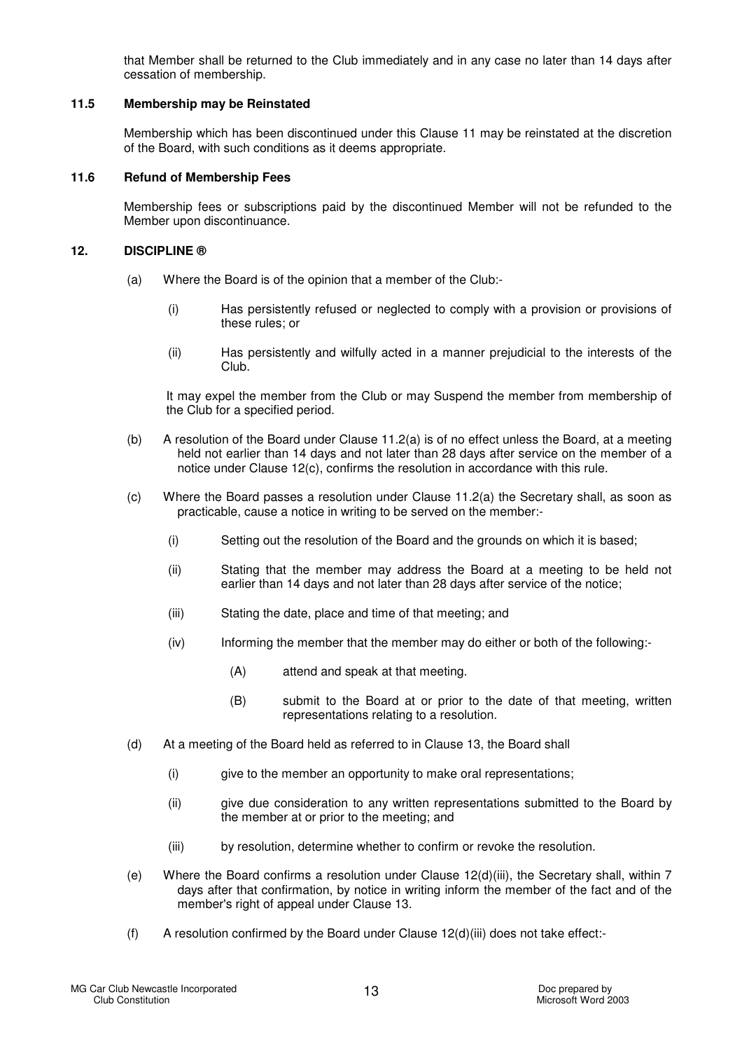that Member shall be returned to the Club immediately and in any case no later than 14 days after cessation of membership.

### 11.5 Membership may be Reinstated

Membership which has been discontinued under this Clause 11 may be reinstated at the discretion of the Board, with such conditions as it deems appropriate.

### 11.6 Refund of Membership Fees

Membership fees or subscriptions paid by the discontinued Member will not be refunded to the Member upon discontinuance.

## 12. DISCIPLINE ®

(a) Where the Board is of the opinion that a member of the Club:-

- (i) Has persistently refused or neglected to comply with a provision or provisions of these rules; or
- (ii) Has persistently and wilfully acted in a manner prejudicial to the interests of the Club.

It may expel the member from the Club or may Suspend the member from membership of the Club for a specified period.

(b) A resolution of the Board under Clause 11.2(a) is of no effect unless the Board, at a meeting held not earlier than 14 days and not later than 28 days after service on the member of a notice under Clause 12(c), confirms the resolution in accordance with this rule.

(c) Where the Board passes a resolution under Clause 11.2(a) the Secretary shall, as soon as practicable, cause a notice in writing to be served on the member:-

- (i) Setting out the resolution of the Board and the grounds on which it is based;
- (ii) Stating that the member may address the Board at a meeting to be held not earlier than 14 days and not later than 28 days after service of the notice;
- (iii) Stating the date, place and time of that meeting; and
- (iv) Informing the member that the member may do either or both of the following:-
  - (A) attend and speak at that meeting.
  - (B) submit to the Board at or prior to the date of that meeting, written representations relating to a resolution.

(d) At a meeting of the Board held as referred to in Clause 13, the Board shall

- (i) give to the member an opportunity to make oral representations;
- (ii) give due consideration to any written representations submitted to the Board by the member at or prior to the meeting; and
- (iii) by resolution, determine whether to confirm or revoke the resolution.

(e) Where the Board confirms a resolution under Clause 12(d)(iii), the Secretary shall, within 7 days after that confirmation, by notice in writing inform the member of the fact and of the member's right of appeal under Clause 13.

(f) A resolution confirmed by the Board under Clause 12(d)(iii) does not take effect:-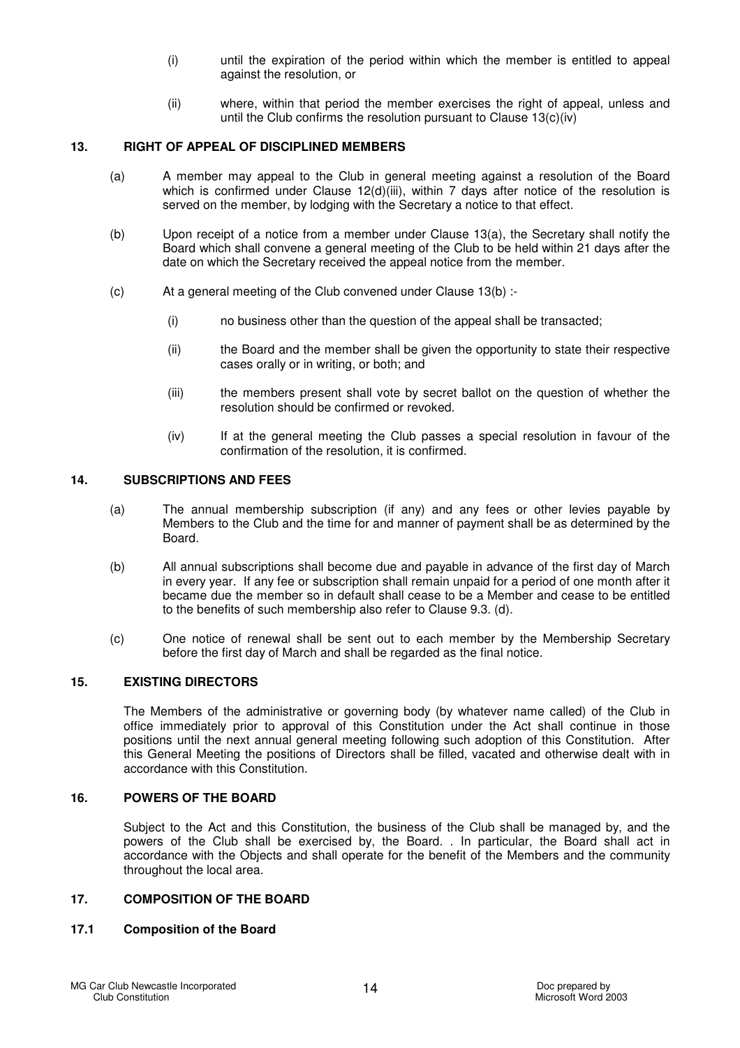(i) until the expiration of the period within which the member is entitled to appeal against the resolution, or

(ii) where, within that period the member exercises the right of appeal, unless and until the Club confirms the resolution pursuant to Clause 13(c)(iv)

## 13. RIGHT OF APPEAL OF DISCIPLINED MEMBERS

(a) A member may appeal to the Club in general meeting against a resolution of the Board which is confirmed under Clause 12(d)(iii), within 7 days after notice of the resolution is served on the member, by lodging with the Secretary a notice to that effect.

(b) Upon receipt of a notice from a member under Clause 13(a), the Secretary shall notify the Board which shall convene a general meeting of the Club to be held within 21 days after the date on which the Secretary received the appeal notice from the member.

(c) At a general meeting of the Club convened under Clause 13(b) :-

(i) no business other than the question of the appeal shall be transacted;

(ii) the Board and the member shall be given the opportunity to state their respective cases orally or in writing, or both; and

(iii) the members present shall vote by secret ballot on the question of whether the resolution should be confirmed or revoked.

(iv) If at the general meeting the Club passes a special resolution in favour of the confirmation of the resolution, it is confirmed.

## 14. SUBSCRIPTIONS AND FEES

(a) The annual membership subscription (if any) and any fees or other levies payable by Members to the Club and the time for and manner of payment shall be as determined by the Board.

(b) All annual subscriptions shall become due and payable in advance of the first day of March in every year. If any fee or subscription shall remain unpaid for a period of one month after it became due the member so in default shall cease to be a Member and cease to be entitled to the benefits of such membership also refer to Clause 9.3. (d).

(c) One notice of renewal shall be sent out to each member by the Membership Secretary before the first day of March and shall be regarded as the final notice.

## 15. EXISTING DIRECTORS

The Members of the administrative or governing body (by whatever name called) of the Club in office immediately prior to approval of this Constitution under the Act shall continue in those positions until the next annual general meeting following such adoption of this Constitution. After this General Meeting the positions of Directors shall be filled, vacated and otherwise dealt with in accordance with this Constitution.

## 16. POWERS OF THE BOARD

Subject to the Act and this Constitution, the business of the Club shall be managed by, and the powers of the Club shall be exercised by, the Board. . In particular, the Board shall act in accordance with the Objects and shall operate for the benefit of the Members and the community throughout the local area.

## 17. COMPOSITION OF THE BOARD

### 17.1 Composition of the Board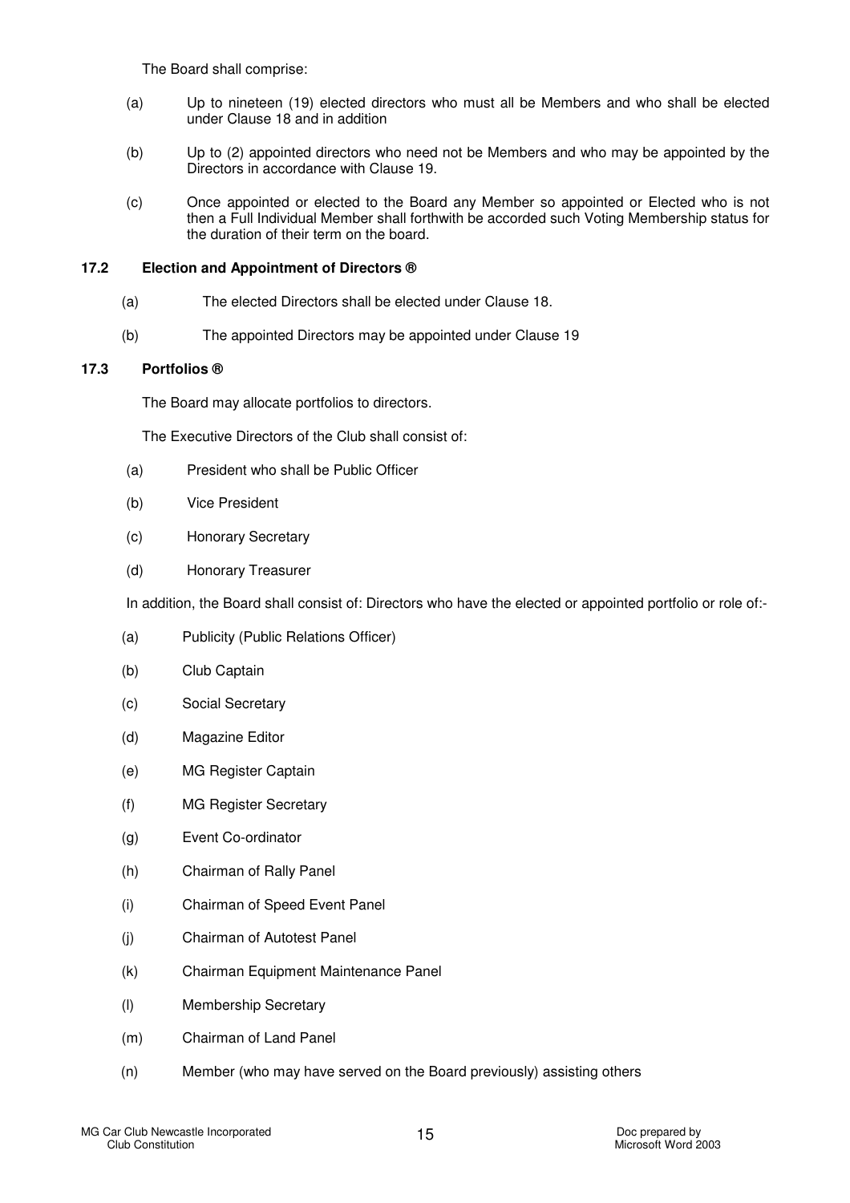The Board shall comprise:

(a) Up to nineteen (19) elected directors who must all be Members and who shall be elected under Clause 18 and in addition

(b) Up to (2) appointed directors who need not be Members and who may be appointed by the Directors in accordance with Clause 19.

(c) Once appointed or elected to the Board any Member so appointed or Elected who is not then a Full Individual Member shall forthwith be accorded such Voting Membership status for the duration of their term on the board.

**17.2 Election and Appointment of Directors ®**

(a) The elected Directors shall be elected under Clause 18.

(b) The appointed Directors may be appointed under Clause 19

**17.3 Portfolios ®**

The Board may allocate portfolios to directors.

The Executive Directors of the Club shall consist of:

(a) President who shall be Public Officer

(b) Vice President

(c) Honorary Secretary

(d) Honorary Treasurer

In addition, the Board shall consist of: Directors who have the elected or appointed portfolio or role of:-

(a) Publicity (Public Relations Officer)

(b) Club Captain

(c) Social Secretary

(d) Magazine Editor

(e) MG Register Captain

(f) MG Register Secretary

(g) Event Co-ordinator

(h) Chairman of Rally Panel

(i) Chairman of Speed Event Panel

(j) Chairman of Autotest Panel

(k) Chairman Equipment Maintenance Panel

(l) Membership Secretary

(m) Chairman of Land Panel

(n) Member (who may have served on the Board previously) assisting others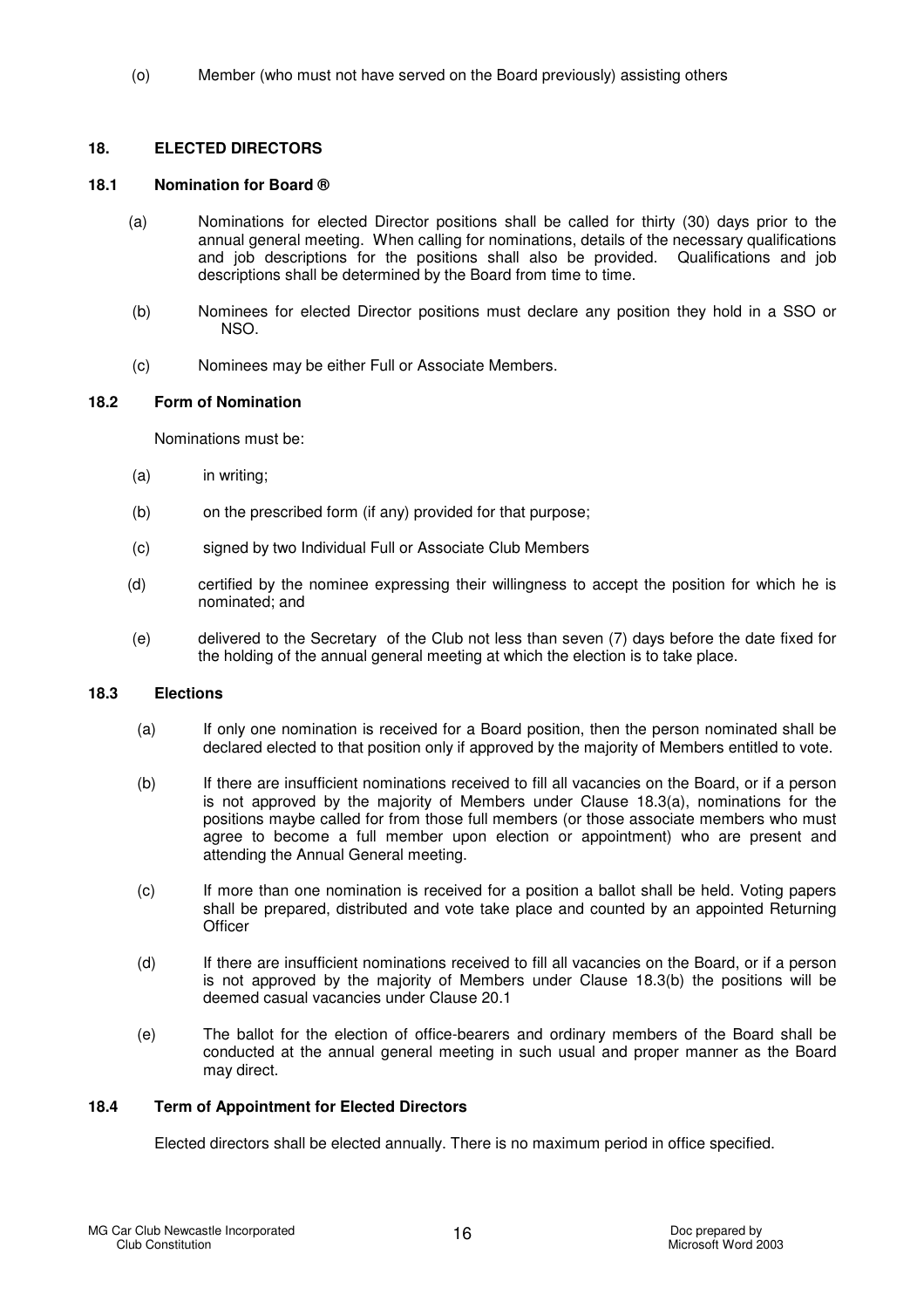(o) Member (who must not have served on the Board previously) assisting others

## 18. ELECTED DIRECTORS

### 18.1 Nomination for Board ®

(a) Nominations for elected Director positions shall be called for thirty (30) days prior to the annual general meeting. When calling for nominations, details of the necessary qualifications and job descriptions for the positions shall also be provided. Qualifications and job descriptions shall be determined by the Board from time to time.

(b) Nominees for elected Director positions must declare any position they hold in a SSO or NSO.

(c) Nominees may be either Full or Associate Members.

### 18.2 Form of Nomination

Nominations must be:

(a) in writing;

(b) on the prescribed form (if any) provided for that purpose;

(c) signed by two Individual Full or Associate Club Members

(d) certified by the nominee expressing their willingness to accept the position for which he is nominated; and

(e) delivered to the Secretary of the Club not less than seven (7) days before the date fixed for the holding of the annual general meeting at which the election is to take place.

### 18.3 Elections

(a) If only one nomination is received for a Board position, then the person nominated shall be declared elected to that position only if approved by the majority of Members entitled to vote.

(b) If there are insufficient nominations received to fill all vacancies on the Board, or if a person is not approved by the majority of Members under Clause 18.3(a), nominations for the positions maybe called for from those full members (or those associate members who must agree to become a full member upon election or appointment) who are present and attending the Annual General meeting.

(c) If more than one nomination is received for a position a ballot shall be held. Voting papers shall be prepared, distributed and vote take place and counted by an appointed Returning Officer

(d) If there are insufficient nominations received to fill all vacancies on the Board, or if a person is not approved by the majority of Members under Clause 18.3(b) the positions will be deemed casual vacancies under Clause 20.1

(e) The ballot for the election of office-bearers and ordinary members of the Board shall be conducted at the annual general meeting in such usual and proper manner as the Board may direct.

### 18.4 Term of Appointment for Elected Directors

Elected directors shall be elected annually. There is no maximum period in office specified.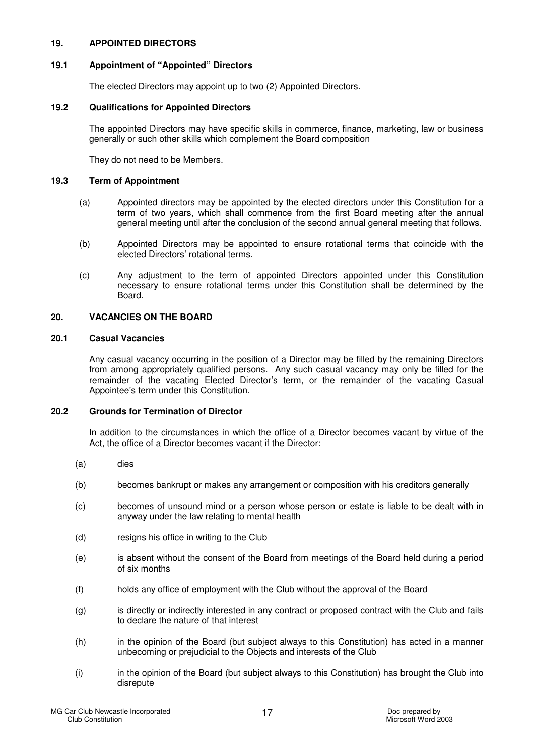## 19. APPOINTED DIRECTORS

### 19.1 Appointment of "Appointed" Directors

The elected Directors may appoint up to two (2) Appointed Directors.

### 19.2 Qualifications for Appointed Directors

The appointed Directors may have specific skills in commerce, finance, marketing, law or business generally or such other skills which complement the Board composition

They do not need to be Members.

### 19.3 Term of Appointment

(a) Appointed directors may be appointed by the elected directors under this Constitution for a term of two years, which shall commence from the first Board meeting after the annual general meeting until after the conclusion of the second annual general meeting that follows.

(b) Appointed Directors may be appointed to ensure rotational terms that coincide with the elected Directors' rotational terms.

(c) Any adjustment to the term of appointed Directors appointed under this Constitution necessary to ensure rotational terms under this Constitution shall be determined by the Board.

## 20. VACANCIES ON THE BOARD

### 20.1 Casual Vacancies

Any casual vacancy occurring in the position of a Director may be filled by the remaining Directors from among appropriately qualified persons. Any such casual vacancy may only be filled for the remainder of the vacating Elected Director's term, or the remainder of the vacating Casual Appointee's term under this Constitution.

### 20.2 Grounds for Termination of Director

In addition to the circumstances in which the office of a Director becomes vacant by virtue of the Act, the office of a Director becomes vacant if the Director:

(a) dies

(b) becomes bankrupt or makes any arrangement or composition with his creditors generally

(c) becomes of unsound mind or a person whose person or estate is liable to be dealt with in anyway under the law relating to mental health

(d) resigns his office in writing to the Club

(e) is absent without the consent of the Board from meetings of the Board held during a period of six months

(f) holds any office of employment with the Club without the approval of the Board

(g) is directly or indirectly interested in any contract or proposed contract with the Club and fails to declare the nature of that interest

(h) in the opinion of the Board (but subject always to this Constitution) has acted in a manner unbecoming or prejudicial to the Objects and interests of the Club

(i) in the opinion of the Board (but subject always to this Constitution) has brought the Club into disrepute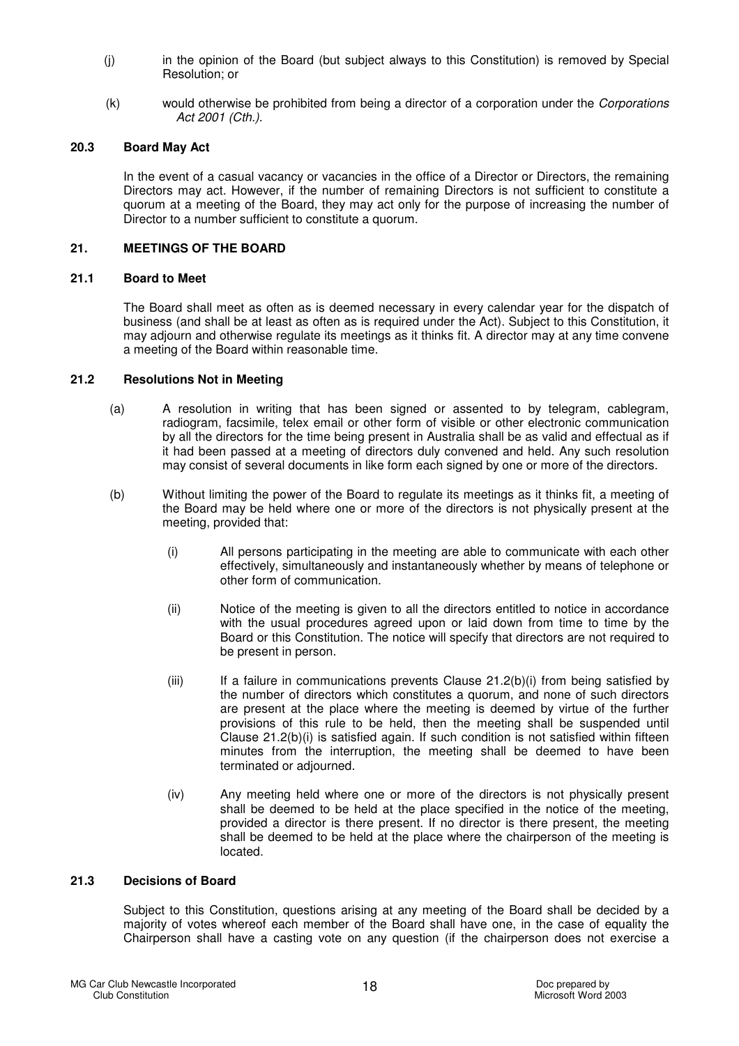(j) in the opinion of the Board (but subject always to this Constitution) is removed by Special Resolution; or

(k) would otherwise be prohibited from being a director of a corporation under the *Corporations Act 2001 (Cth.)*.

### 20.3 Board May Act

In the event of a casual vacancy or vacancies in the office of a Director or Directors, the remaining Directors may act. However, if the number of remaining Directors is not sufficient to constitute a quorum at a meeting of the Board, they may act only for the purpose of increasing the number of Director to a number sufficient to constitute a quorum.

## 21. MEETINGS OF THE BOARD

### 21.1 Board to Meet

The Board shall meet as often as is deemed necessary in every calendar year for the dispatch of business (and shall be at least as often as is required under the Act). Subject to this Constitution, it may adjourn and otherwise regulate its meetings as it thinks fit. A director may at any time convene a meeting of the Board within reasonable time.

### 21.2 Resolutions Not in Meeting

(a) A resolution in writing that has been signed or assented to by telegram, cablegram, radiogram, facsimile, telex email or other form of visible or other electronic communication by all the directors for the time being present in Australia shall be as valid and effectual as if it had been passed at a meeting of directors duly convened and held. Any such resolution may consist of several documents in like form each signed by one or more of the directors.

(b) Without limiting the power of the Board to regulate its meetings as it thinks fit, a meeting of the Board may be held where one or more of the directors is not physically present at the meeting, provided that:

(i) All persons participating in the meeting are able to communicate with each other effectively, simultaneously and instantaneously whether by means of telephone or other form of communication.

(ii) Notice of the meeting is given to all the directors entitled to notice in accordance with the usual procedures agreed upon or laid down from time to time by the Board or this Constitution. The notice will specify that directors are not required to be present in person.

(iii) If a failure in communications prevents Clause 21.2(b)(i) from being satisfied by the number of directors which constitutes a quorum, and none of such directors are present at the place where the meeting is deemed by virtue of the further provisions of this rule to be held, then the meeting shall be suspended until Clause 21.2(b)(i) is satisfied again. If such condition is not satisfied within fifteen minutes from the interruption, the meeting shall be deemed to have been terminated or adjourned.

(iv) Any meeting held where one or more of the directors is not physically present shall be deemed to be held at the place specified in the notice of the meeting, provided a director is there present. If no director is there present, the meeting shall be deemed to be held at the place where the chairperson of the meeting is located.

### 21.3 Decisions of Board

Subject to this Constitution, questions arising at any meeting of the Board shall be decided by a majority of votes whereof each member of the Board shall have one, in the case of equality the Chairperson shall have a casting vote on any question (if the chairperson does not exercise a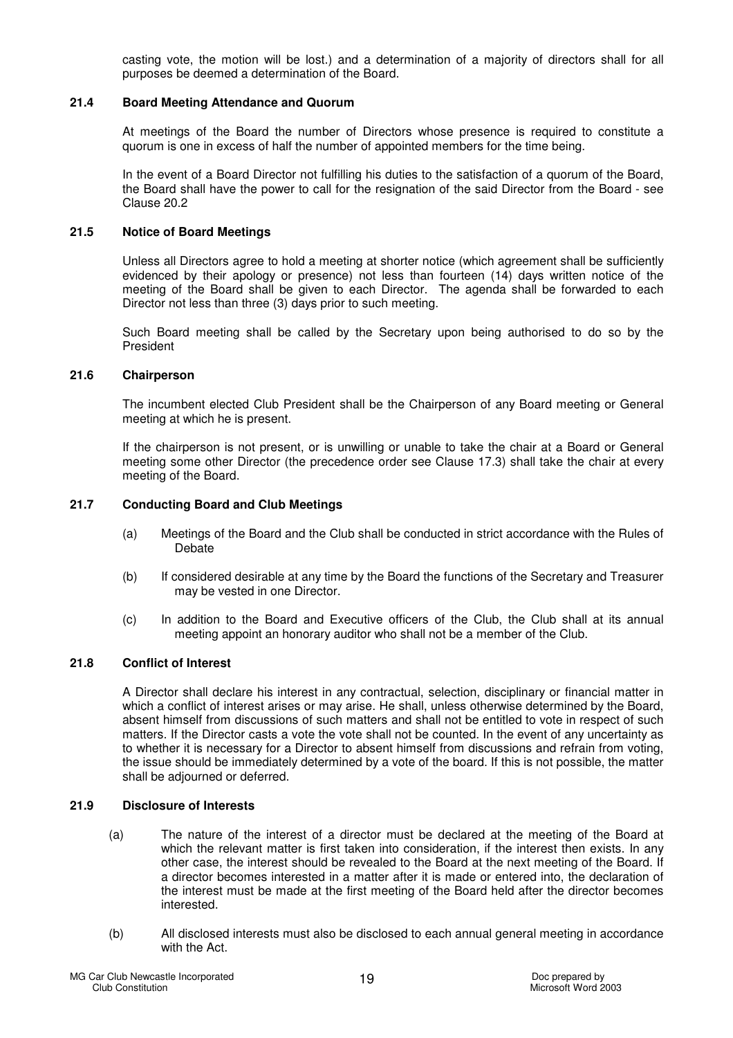casting vote, the motion will be lost.) and a determination of a majority of directors shall for all purposes be deemed a determination of the Board.

### 21.4 Board Meeting Attendance and Quorum

At meetings of the Board the number of Directors whose presence is required to constitute a quorum is one in excess of half the number of appointed members for the time being.

In the event of a Board Director not fulfilling his duties to the satisfaction of a quorum of the Board, the Board shall have the power to call for the resignation of the said Director from the Board - see Clause 20.2

### 21.5 Notice of Board Meetings

Unless all Directors agree to hold a meeting at shorter notice (which agreement shall be sufficiently evidenced by their apology or presence) not less than fourteen (14) days written notice of the meeting of the Board shall be given to each Director. The agenda shall be forwarded to each Director not less than three (3) days prior to such meeting.

Such Board meeting shall be called by the Secretary upon being authorised to do so by the President

### 21.6 Chairperson

The incumbent elected Club President shall be the Chairperson of any Board meeting or General meeting at which he is present.

If the chairperson is not present, or is unwilling or unable to take the chair at a Board or General meeting some other Director (the precedence order see Clause 17.3) shall take the chair at every meeting of the Board.

### 21.7 Conducting Board and Club Meetings

(a) Meetings of the Board and the Club shall be conducted in strict accordance with the Rules of Debate

(b) If considered desirable at any time by the Board the functions of the Secretary and Treasurer may be vested in one Director.

(c) In addition to the Board and Executive officers of the Club, the Club shall at its annual meeting appoint an honorary auditor who shall not be a member of the Club.

### 21.8 Conflict of Interest

A Director shall declare his interest in any contractual, selection, disciplinary or financial matter in which a conflict of interest arises or may arise. He shall, unless otherwise determined by the Board, absent himself from discussions of such matters and shall not be entitled to vote in respect of such matters. If the Director casts a vote the vote shall not be counted. In the event of any uncertainty as to whether it is necessary for a Director to absent himself from discussions and refrain from voting, the issue should be immediately determined by a vote of the board. If this is not possible, the matter shall be adjourned or deferred.

### 21.9 Disclosure of Interests

(a) The nature of the interest of a director must be declared at the meeting of the Board at which the relevant matter is first taken into consideration, if the interest then exists. In any other case, the interest should be revealed to the Board at the next meeting of the Board. If a director becomes interested in a matter after it is made or entered into, the declaration of the interest must be made at the first meeting of the Board held after the director becomes interested.

(b) All disclosed interests must also be disclosed to each annual general meeting in accordance with the Act.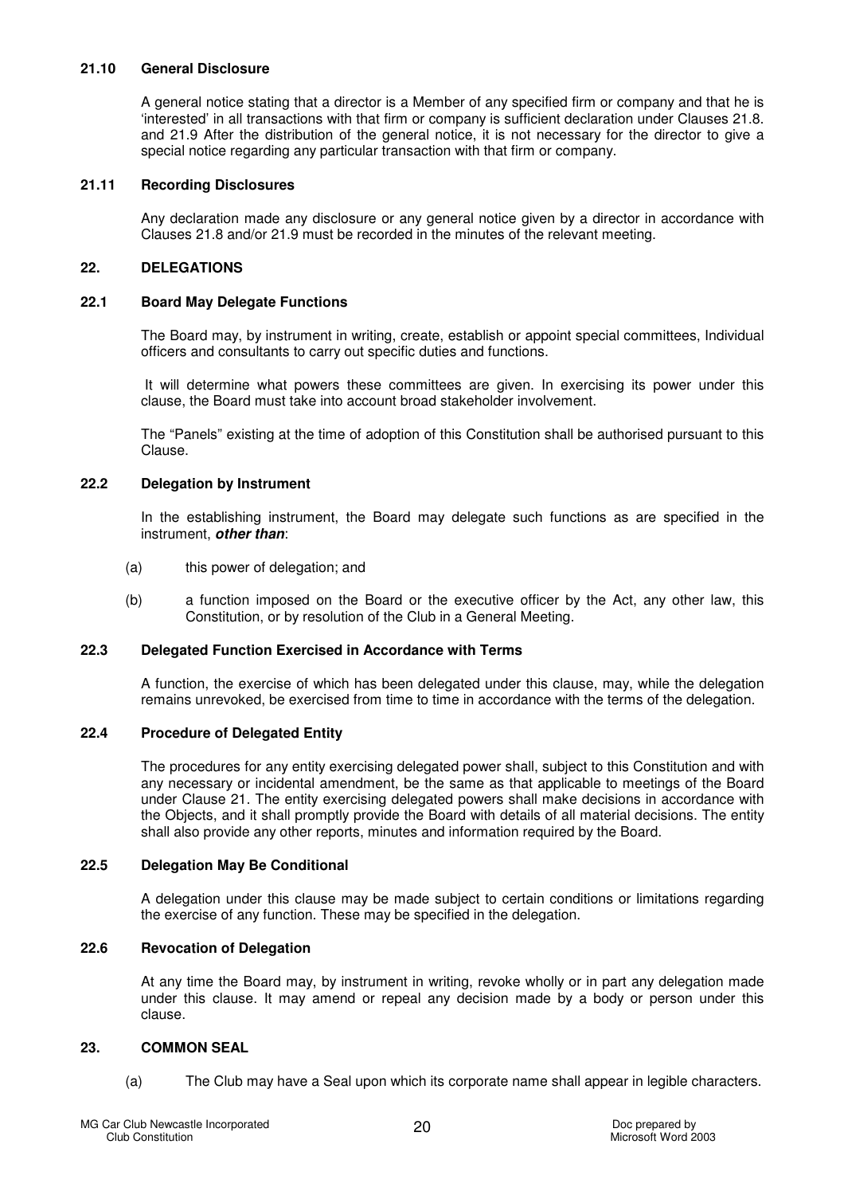### 21.10 General Disclosure

A general notice stating that a director is a Member of any specified firm or company and that he is 'interested' in all transactions with that firm or company is sufficient declaration under Clauses 21.8. and 21.9 After the distribution of the general notice, it is not necessary for the director to give a special notice regarding any particular transaction with that firm or company.

### 21.11 Recording Disclosures

Any declaration made any disclosure or any general notice given by a director in accordance with Clauses 21.8 and/or 21.9 must be recorded in the minutes of the relevant meeting.

## 22. DELEGATIONS

### 22.1 Board May Delegate Functions

The Board may, by instrument in writing, create, establish or appoint special committees, Individual officers and consultants to carry out specific duties and functions.

It will determine what powers these committees are given. In exercising its power under this clause, the Board must take into account broad stakeholder involvement.

The "Panels" existing at the time of adoption of this Constitution shall be authorised pursuant to this Clause.

### 22.2 Delegation by Instrument

In the establishing instrument, the Board may delegate such functions as are specified in the instrument, ***other than***:

(a) this power of delegation; and

(b) a function imposed on the Board or the executive officer by the Act, any other law, this Constitution, or by resolution of the Club in a General Meeting.

### 22.3 Delegated Function Exercised in Accordance with Terms

A function, the exercise of which has been delegated under this clause, may, while the delegation remains unrevoked, be exercised from time to time in accordance with the terms of the delegation.

### 22.4 Procedure of Delegated Entity

The procedures for any entity exercising delegated power shall, subject to this Constitution and with any necessary or incidental amendment, be the same as that applicable to meetings of the Board under Clause 21. The entity exercising delegated powers shall make decisions in accordance with the Objects, and it shall promptly provide the Board with details of all material decisions. The entity shall also provide any other reports, minutes and information required by the Board.

### 22.5 Delegation May Be Conditional

A delegation under this clause may be made subject to certain conditions or limitations regarding the exercise of any function. These may be specified in the delegation.

### 22.6 Revocation of Delegation

At any time the Board may, by instrument in writing, revoke wholly or in part any delegation made under this clause. It may amend or repeal any decision made by a body or person under this clause.

## 23. COMMON SEAL

(a) The Club may have a Seal upon which its corporate name shall appear in legible characters.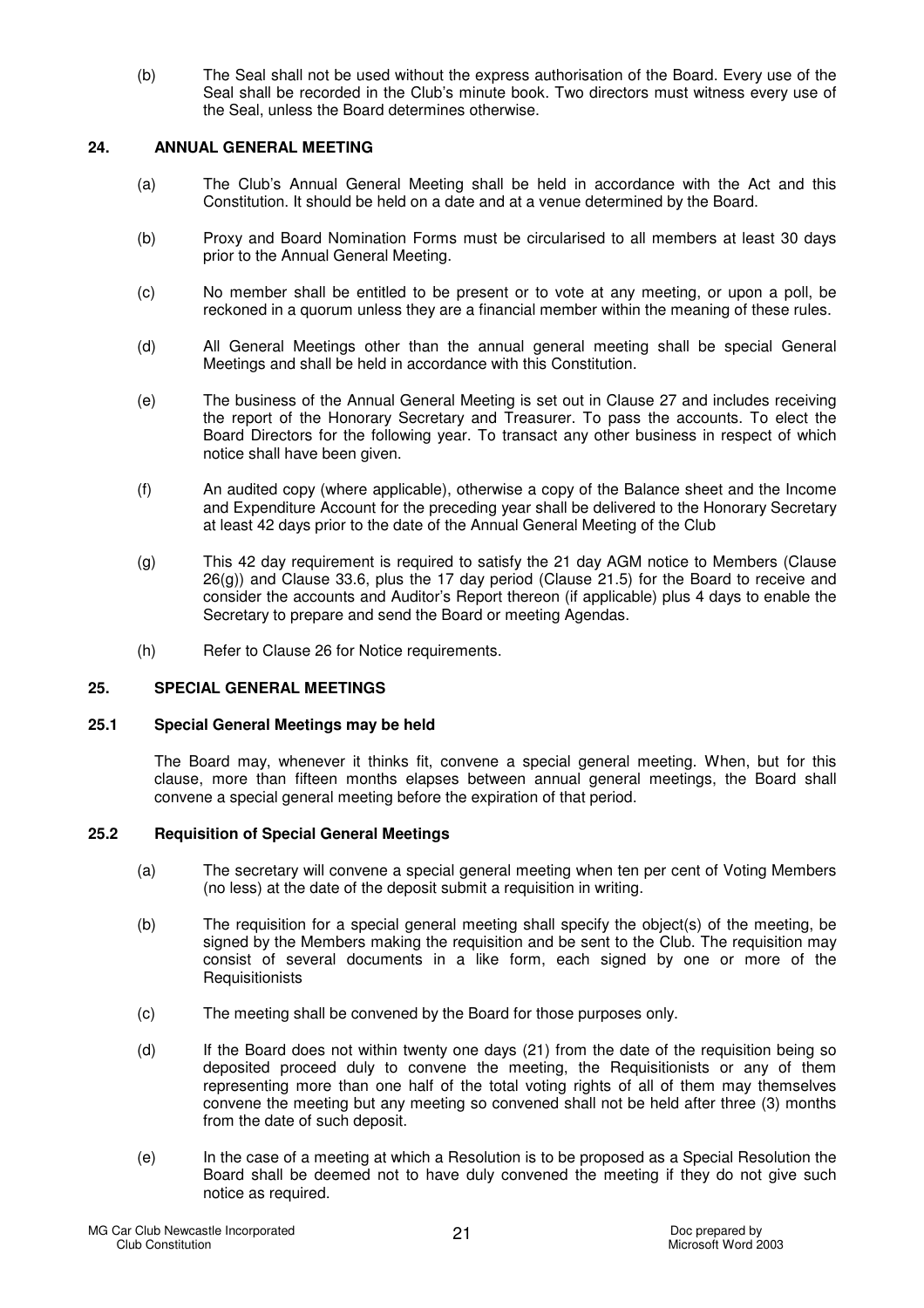(b) The Seal shall not be used without the express authorisation of the Board. Every use of the Seal shall be recorded in the Club's minute book. Two directors must witness every use of the Seal, unless the Board determines otherwise.

## 24. ANNUAL GENERAL MEETING

(a) The Club's Annual General Meeting shall be held in accordance with the Act and this Constitution. It should be held on a date and at a venue determined by the Board.

(b) Proxy and Board Nomination Forms must be circularised to all members at least 30 days prior to the Annual General Meeting.

(c) No member shall be entitled to be present or to vote at any meeting, or upon a poll, be reckoned in a quorum unless they are a financial member within the meaning of these rules.

(d) All General Meetings other than the annual general meeting shall be special General Meetings and shall be held in accordance with this Constitution.

(e) The business of the Annual General Meeting is set out in Clause 27 and includes receiving the report of the Honorary Secretary and Treasurer. To pass the accounts. To elect the Board Directors for the following year. To transact any other business in respect of which notice shall have been given.

(f) An audited copy (where applicable), otherwise a copy of the Balance sheet and the Income and Expenditure Account for the preceding year shall be delivered to the Honorary Secretary at least 42 days prior to the date of the Annual General Meeting of the Club

(g) This 42 day requirement is required to satisfy the 21 day AGM notice to Members (Clause 26(g)) and Clause 33.6, plus the 17 day period (Clause 21.5) for the Board to receive and consider the accounts and Auditor's Report thereon (if applicable) plus 4 days to enable the Secretary to prepare and send the Board or meeting Agendas.

(h) Refer to Clause 26 for Notice requirements.

## 25. SPECIAL GENERAL MEETINGS

### 25.1 Special General Meetings may be held

The Board may, whenever it thinks fit, convene a special general meeting. When, but for this clause, more than fifteen months elapses between annual general meetings, the Board shall convene a special general meeting before the expiration of that period.

### 25.2 Requisition of Special General Meetings

(a) The secretary will convene a special general meeting when ten per cent of Voting Members (no less) at the date of the deposit submit a requisition in writing.

(b) The requisition for a special general meeting shall specify the object(s) of the meeting, be signed by the Members making the requisition and be sent to the Club. The requisition may consist of several documents in a like form, each signed by one or more of the Requisitionists

(c) The meeting shall be convened by the Board for those purposes only.

(d) If the Board does not within twenty one days (21) from the date of the requisition being so deposited proceed duly to convene the meeting, the Requisitionists or any of them representing more than one half of the total voting rights of all of them may themselves convene the meeting but any meeting so convened shall not be held after three (3) months from the date of such deposit.

(e) In the case of a meeting at which a Resolution is to be proposed as a Special Resolution the Board shall be deemed not to have duly convened the meeting if they do not give such notice as required.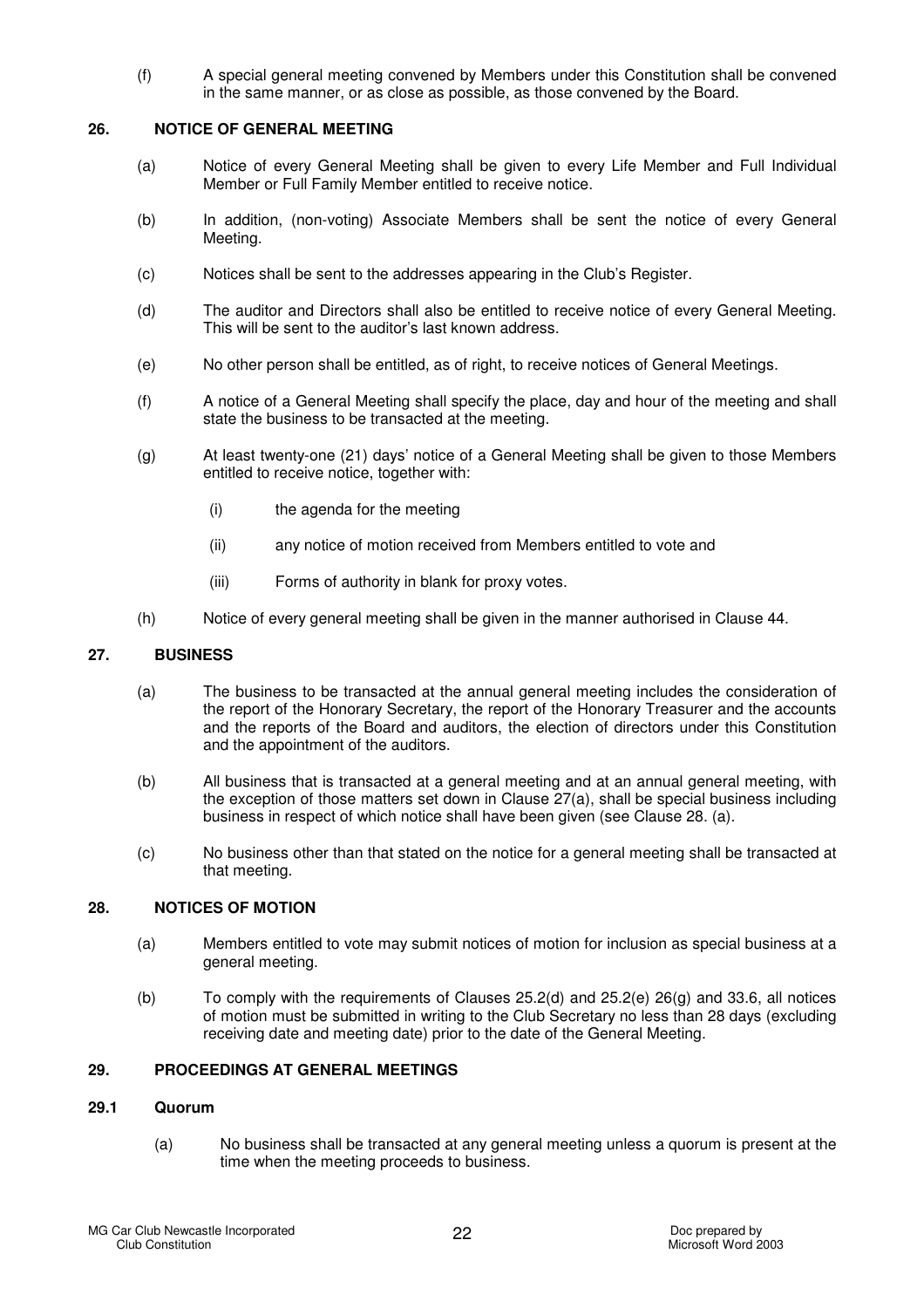(f) A special general meeting convened by Members under this Constitution shall be convened in the same manner, or as close as possible, as those convened by the Board.

## 26. NOTICE OF GENERAL MEETING

(a) Notice of every General Meeting shall be given to every Life Member and Full Individual Member or Full Family Member entitled to receive notice.

(b) In addition, (non-voting) Associate Members shall be sent the notice of every General Meeting.

(c) Notices shall be sent to the addresses appearing in the Club's Register.

(d) The auditor and Directors shall also be entitled to receive notice of every General Meeting. This will be sent to the auditor's last known address.

(e) No other person shall be entitled, as of right, to receive notices of General Meetings.

(f) A notice of a General Meeting shall specify the place, day and hour of the meeting and shall state the business to be transacted at the meeting.

(g) At least twenty-one (21) days' notice of a General Meeting shall be given to those Members entitled to receive notice, together with:

(i) the agenda for the meeting

(ii) any notice of motion received from Members entitled to vote and

(iii) Forms of authority in blank for proxy votes.

(h) Notice of every general meeting shall be given in the manner authorised in Clause 44.

## 27. BUSINESS

(a) The business to be transacted at the annual general meeting includes the consideration of the report of the Honorary Secretary, the report of the Honorary Treasurer and the accounts and the reports of the Board and auditors, the election of directors under this Constitution and the appointment of the auditors.

(b) All business that is transacted at a general meeting and at an annual general meeting, with the exception of those matters set down in Clause 27(a), shall be special business including business in respect of which notice shall have been given (see Clause 28. (a).

(c) No business other than that stated on the notice for a general meeting shall be transacted at that meeting.

## 28. NOTICES OF MOTION

(a) Members entitled to vote may submit notices of motion for inclusion as special business at a general meeting.

(b) To comply with the requirements of Clauses 25.2(d) and 25.2(e) 26(g) and 33.6, all notices of motion must be submitted in writing to the Club Secretary no less than 28 days (excluding receiving date and meeting date) prior to the date of the General Meeting.

## 29. PROCEEDINGS AT GENERAL MEETINGS

### 29.1 Quorum

(a) No business shall be transacted at any general meeting unless a quorum is present at the time when the meeting proceeds to business.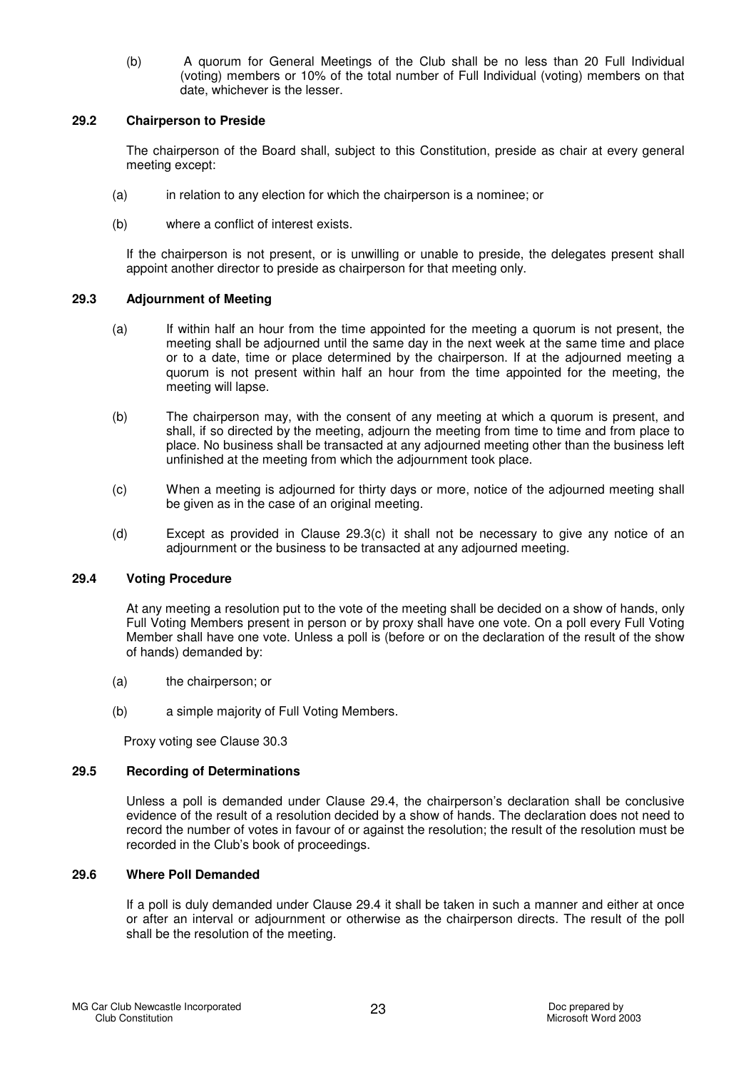(b) A quorum for General Meetings of the Club shall be no less than 20 Full Individual (voting) members or 10% of the total number of Full Individual (voting) members on that date, whichever is the lesser.

### 29.2 Chairperson to Preside

The chairperson of the Board shall, subject to this Constitution, preside as chair at every general meeting except:

(a) in relation to any election for which the chairperson is a nominee; or

(b) where a conflict of interest exists.

If the chairperson is not present, or is unwilling or unable to preside, the delegates present shall appoint another director to preside as chairperson for that meeting only.

### 29.3 Adjournment of Meeting

(a) If within half an hour from the time appointed for the meeting a quorum is not present, the meeting shall be adjourned until the same day in the next week at the same time and place or to a date, time or place determined by the chairperson. If at the adjourned meeting a quorum is not present within half an hour from the time appointed for the meeting, the meeting will lapse.

(b) The chairperson may, with the consent of any meeting at which a quorum is present, and shall, if so directed by the meeting, adjourn the meeting from time to time and from place to place. No business shall be transacted at any adjourned meeting other than the business left unfinished at the meeting from which the adjournment took place.

(c) When a meeting is adjourned for thirty days or more, notice of the adjourned meeting shall be given as in the case of an original meeting.

(d) Except as provided in Clause 29.3(c) it shall not be necessary to give any notice of an adjournment or the business to be transacted at any adjourned meeting.

### 29.4 Voting Procedure

At any meeting a resolution put to the vote of the meeting shall be decided on a show of hands, only Full Voting Members present in person or by proxy shall have one vote. On a poll every Full Voting Member shall have one vote. Unless a poll is (before or on the declaration of the result of the show of hands) demanded by:

(a) the chairperson; or

(b) a simple majority of Full Voting Members.

Proxy voting see Clause 30.3

### 29.5 Recording of Determinations

Unless a poll is demanded under Clause 29.4, the chairperson's declaration shall be conclusive evidence of the result of a resolution decided by a show of hands. The declaration does not need to record the number of votes in favour of or against the resolution; the result of the resolution must be recorded in the Club's book of proceedings.

### 29.6 Where Poll Demanded

If a poll is duly demanded under Clause 29.4 it shall be taken in such a manner and either at once or after an interval or adjournment or otherwise as the chairperson directs. The result of the poll shall be the resolution of the meeting.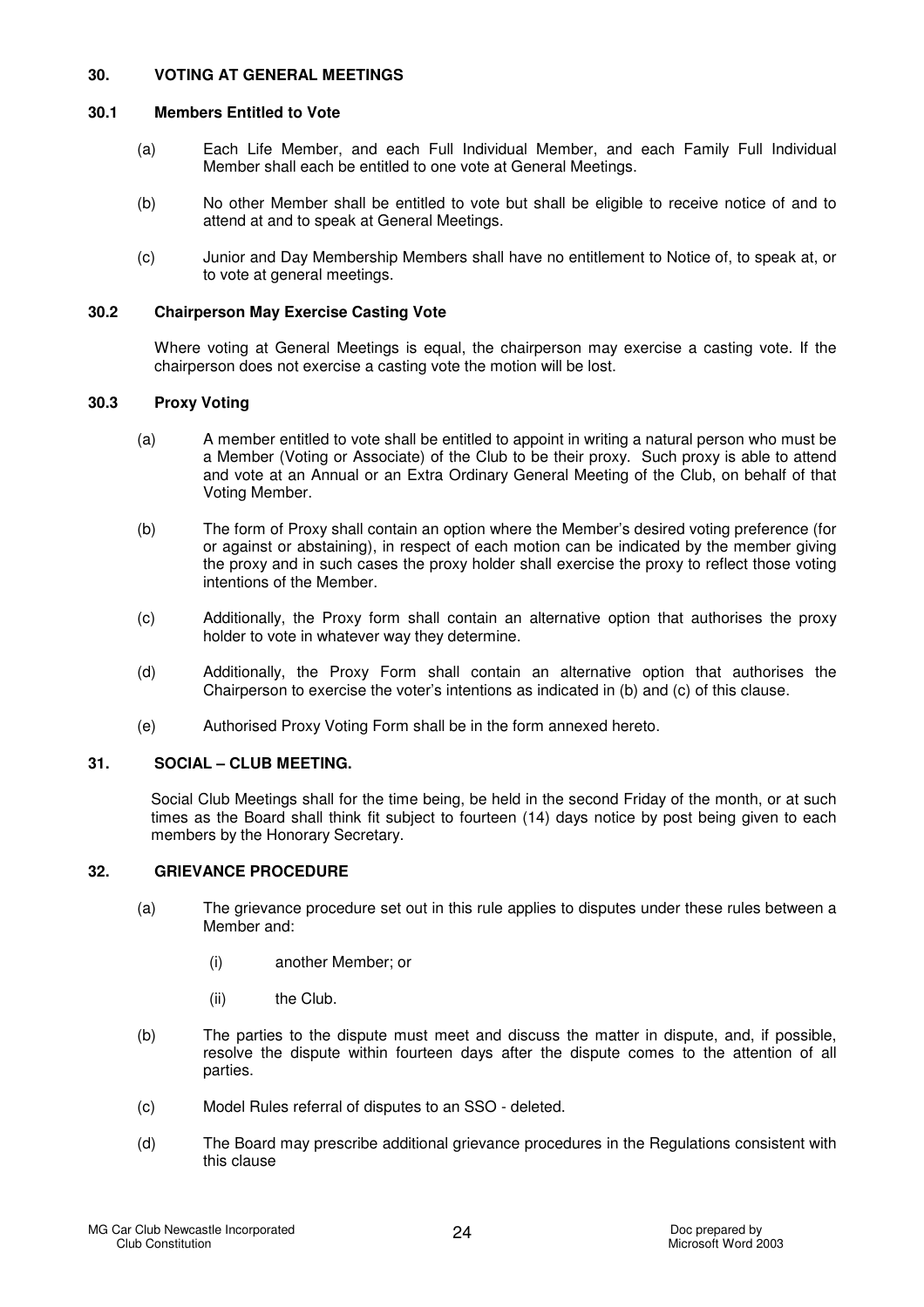## 30. VOTING AT GENERAL MEETINGS

### 30.1 Members Entitled to Vote

(a) Each Life Member, and each Full Individual Member, and each Family Full Individual Member shall each be entitled to one vote at General Meetings.

(b) No other Member shall be entitled to vote but shall be eligible to receive notice of and to attend at and to speak at General Meetings.

(c) Junior and Day Membership Members shall have no entitlement to Notice of, to speak at, or to vote at general meetings.

### 30.2 Chairperson May Exercise Casting Vote

Where voting at General Meetings is equal, the chairperson may exercise a casting vote. If the chairperson does not exercise a casting vote the motion will be lost.

### 30.3 Proxy Voting

(a) A member entitled to vote shall be entitled to appoint in writing a natural person who must be a Member (Voting or Associate) of the Club to be their proxy. Such proxy is able to attend and vote at an Annual or an Extra Ordinary General Meeting of the Club, on behalf of that Voting Member.

(b) The form of Proxy shall contain an option where the Member's desired voting preference (for or against or abstaining), in respect of each motion can be indicated by the member giving the proxy and in such cases the proxy holder shall exercise the proxy to reflect those voting intentions of the Member.

(c) Additionally, the Proxy form shall contain an alternative option that authorises the proxy holder to vote in whatever way they determine.

(d) Additionally, the Proxy Form shall contain an alternative option that authorises the Chairperson to exercise the voter's intentions as indicated in (b) and (c) of this clause.

(e) Authorised Proxy Voting Form shall be in the form annexed hereto.

## 31. SOCIAL – CLUB MEETING.

Social Club Meetings shall for the time being, be held in the second Friday of the month, or at such times as the Board shall think fit subject to fourteen (14) days notice by post being given to each members by the Honorary Secretary.

## 32. GRIEVANCE PROCEDURE

(a) The grievance procedure set out in this rule applies to disputes under these rules between a Member and:

- (i) another Member; or
- (ii) the Club.

(b) The parties to the dispute must meet and discuss the matter in dispute, and, if possible, resolve the dispute within fourteen days after the dispute comes to the attention of all parties.

(c) Model Rules referral of disputes to an SSO - deleted.

(d) The Board may prescribe additional grievance procedures in the Regulations consistent with this clause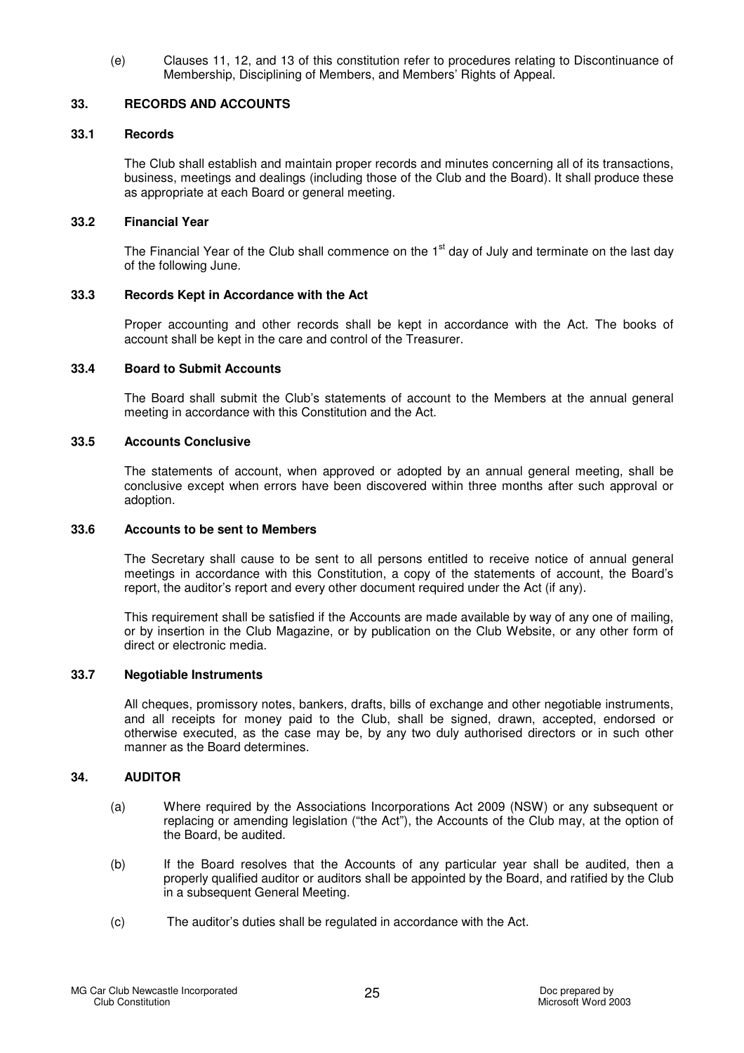(e) Clauses 11, 12, and 13 of this constitution refer to procedures relating to Discontinuance of Membership, Disciplining of Members, and Members' Rights of Appeal.

## 33. RECORDS AND ACCOUNTS

### 33.1 Records

The Club shall establish and maintain proper records and minutes concerning all of its transactions, business, meetings and dealings (including those of the Club and the Board). It shall produce these as appropriate at each Board or general meeting.

### 33.2 Financial Year

The Financial Year of the Club shall commence on the 1st day of July and terminate on the last day of the following June.

### 33.3 Records Kept in Accordance with the Act

Proper accounting and other records shall be kept in accordance with the Act. The books of account shall be kept in the care and control of the Treasurer.

### 33.4 Board to Submit Accounts

The Board shall submit the Club's statements of account to the Members at the annual general meeting in accordance with this Constitution and the Act.

### 33.5 Accounts Conclusive

The statements of account, when approved or adopted by an annual general meeting, shall be conclusive except when errors have been discovered within three months after such approval or adoption.

### 33.6 Accounts to be sent to Members

The Secretary shall cause to be sent to all persons entitled to receive notice of annual general meetings in accordance with this Constitution, a copy of the statements of account, the Board's report, the auditor's report and every other document required under the Act (if any).

This requirement shall be satisfied if the Accounts are made available by way of any one of mailing, or by insertion in the Club Magazine, or by publication on the Club Website, or any other form of direct or electronic media.

### 33.7 Negotiable Instruments

All cheques, promissory notes, bankers, drafts, bills of exchange and other negotiable instruments, and all receipts for money paid to the Club, shall be signed, drawn, accepted, endorsed or otherwise executed, as the case may be, by any two duly authorised directors or in such other manner as the Board determines.

## 34. AUDITOR

(a) Where required by the Associations Incorporations Act 2009 (NSW) or any subsequent or replacing or amending legislation ("the Act"), the Accounts of the Club may, at the option of the Board, be audited.

(b) If the Board resolves that the Accounts of any particular year shall be audited, then a properly qualified auditor or auditors shall be appointed by the Board, and ratified by the Club in a subsequent General Meeting.

(c) The auditor's duties shall be regulated in accordance with the Act.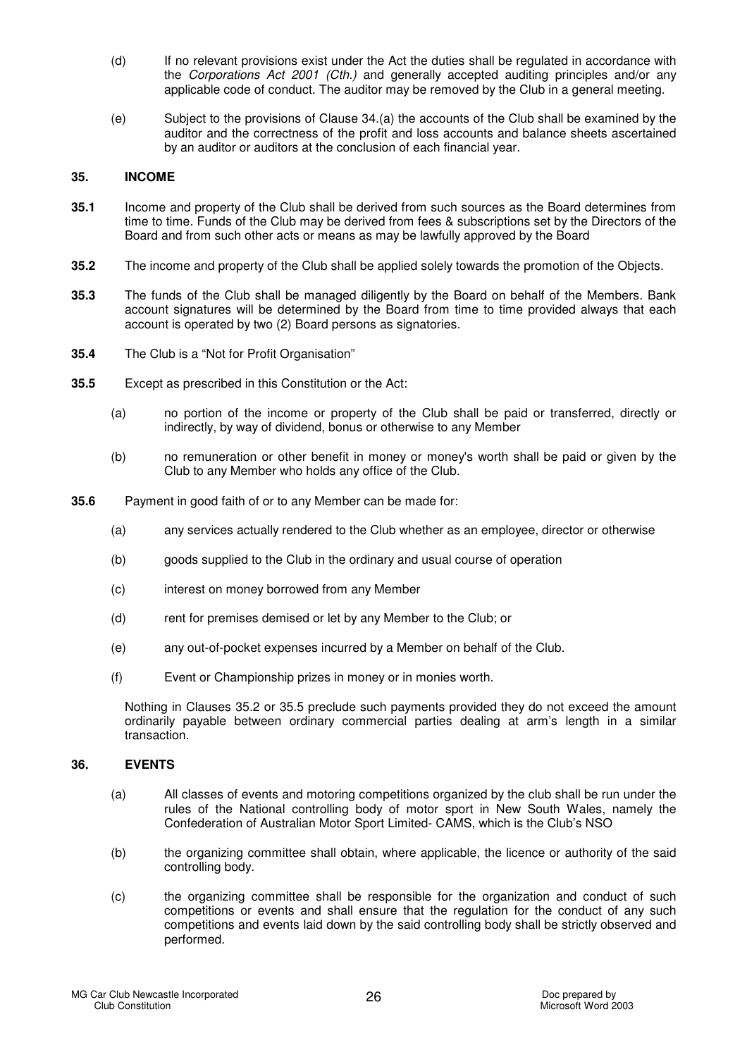(d) If no relevant provisions exist under the Act the duties shall be regulated in accordance with the *Corporations Act 2001 (Cth.)* and generally accepted auditing principles and/or any applicable code of conduct. The auditor may be removed by the Club in a general meeting.

(e) Subject to the provisions of Clause 34.(a) the accounts of the Club shall be examined by the auditor and the correctness of the profit and loss accounts and balance sheets ascertained by an auditor or auditors at the conclusion of each financial year.

## 35. INCOME

**35.1** Income and property of the Club shall be derived from such sources as the Board determines from time to time. Funds of the Club may be derived from fees & subscriptions set by the Directors of the Board and from such other acts or means as may be lawfully approved by the Board

**35.2** The income and property of the Club shall be applied solely towards the promotion of the Objects.

**35.3** The funds of the Club shall be managed diligently by the Board on behalf of the Members. Bank account signatures will be determined by the Board from time to time provided always that each account is operated by two (2) Board persons as signatories.

**35.4** The Club is a "Not for Profit Organisation"

**35.5** Except as prescribed in this Constitution or the Act:

(a) no portion of the income or property of the Club shall be paid or transferred, directly or indirectly, by way of dividend, bonus or otherwise to any Member

(b) no remuneration or other benefit in money or money's worth shall be paid or given by the Club to any Member who holds any office of the Club.

**35.6** Payment in good faith of or to any Member can be made for:

(a) any services actually rendered to the Club whether as an employee, director or otherwise

(b) goods supplied to the Club in the ordinary and usual course of operation

(c) interest on money borrowed from any Member

(d) rent for premises demised or let by any Member to the Club; or

(e) any out-of-pocket expenses incurred by a Member on behalf of the Club.

(f) Event or Championship prizes in money or in monies worth.

Nothing in Clauses 35.2 or 35.5 preclude such payments provided they do not exceed the amount ordinarily payable between ordinary commercial parties dealing at arm's length in a similar transaction.

## 36. EVENTS

(a) All classes of events and motoring competitions organized by the club shall be run under the rules of the National controlling body of motor sport in New South Wales, namely the Confederation of Australian Motor Sport Limited- CAMS, which is the Club's NSO

(b) the organizing committee shall obtain, where applicable, the licence or authority of the said controlling body.

(c) the organizing committee shall be responsible for the organization and conduct of such competitions or events and shall ensure that the regulation for the conduct of any such competitions and events laid down by the said controlling body shall be strictly observed and performed.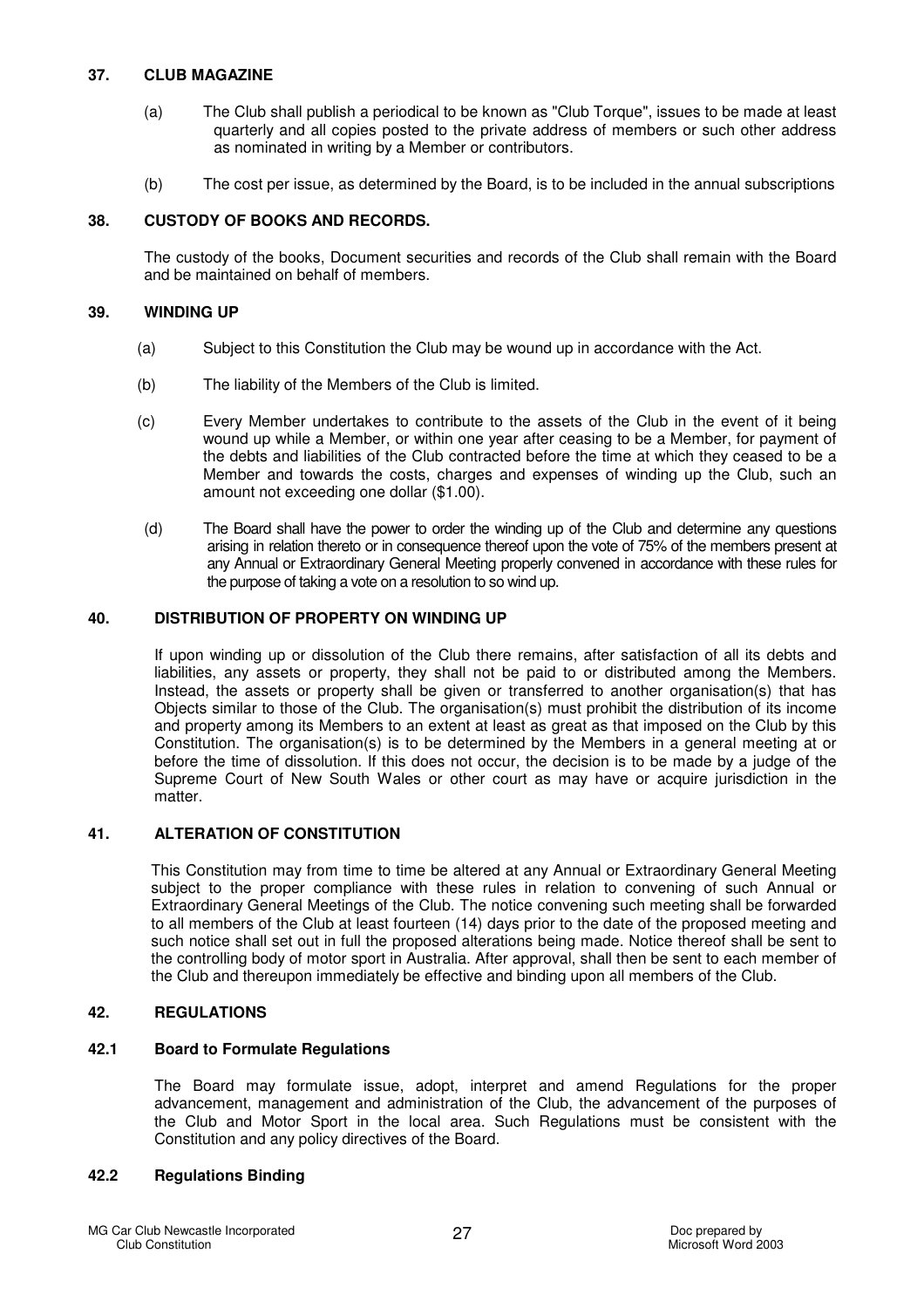### 37. CLUB MAGAZINE

(a) The Club shall publish a periodical to be known as "Club Torque", issues to be made at least quarterly and all copies posted to the private address of members or such other address as nominated in writing by a Member or contributors.

(b) The cost per issue, as determined by the Board, is to be included in the annual subscriptions

### 38. CUSTODY OF BOOKS AND RECORDS.

The custody of the books, Document securities and records of the Club shall remain with the Board and be maintained on behalf of members.

### 39. WINDING UP

(a) Subject to this Constitution the Club may be wound up in accordance with the Act.

(b) The liability of the Members of the Club is limited.

(c) Every Member undertakes to contribute to the assets of the Club in the event of it being wound up while a Member, or within one year after ceasing to be a Member, for payment of the debts and liabilities of the Club contracted before the time at which they ceased to be a Member and towards the costs, charges and expenses of winding up the Club, such an amount not exceeding one dollar ($1.00).

(d) The Board shall have the power to order the winding up of the Club and determine any questions arising in relation thereto or in consequence thereof upon the vote of 75% of the members present at any Annual or Extraordinary General Meeting properly convened in accordance with these rules for the purpose of taking a vote on a resolution to so wind up.

### 40. DISTRIBUTION OF PROPERTY ON WINDING UP

If upon winding up or dissolution of the Club there remains, after satisfaction of all its debts and liabilities, any assets or property, they shall not be paid to or distributed among the Members. Instead, the assets or property shall be given or transferred to another organisation(s) that has Objects similar to those of the Club. The organisation(s) must prohibit the distribution of its income and property among its Members to an extent at least as great as that imposed on the Club by this Constitution. The organisation(s) is to be determined by the Members in a general meeting at or before the time of dissolution. If this does not occur, the decision is to be made by a judge of the Supreme Court of New South Wales or other court as may have or acquire jurisdiction in the matter.

### 41. ALTERATION OF CONSTITUTION

This Constitution may from time to time be altered at any Annual or Extraordinary General Meeting subject to the proper compliance with these rules in relation to convening of such Annual or Extraordinary General Meetings of the Club. The notice convening such meeting shall be forwarded to all members of the Club at least fourteen (14) days prior to the date of the proposed meeting and such notice shall set out in full the proposed alterations being made. Notice thereof shall be sent to the controlling body of motor sport in Australia. After approval, shall then be sent to each member of the Club and thereupon immediately be effective and binding upon all members of the Club.

### 42. REGULATIONS

#### 42.1 Board to Formulate Regulations

The Board may formulate issue, adopt, interpret and amend Regulations for the proper advancement, management and administration of the Club, the advancement of the purposes of the Club and Motor Sport in the local area. Such Regulations must be consistent with the Constitution and any policy directives of the Board.

#### 42.2 Regulations Binding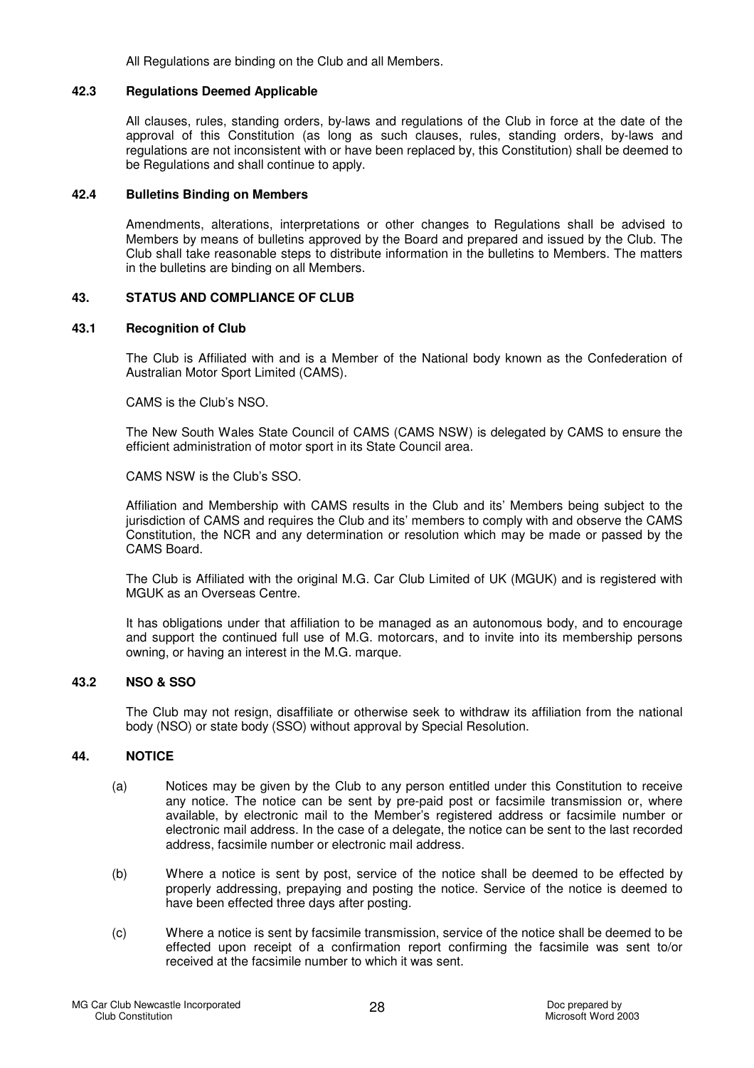All Regulations are binding on the Club and all Members.

### 42.3 Regulations Deemed Applicable

All clauses, rules, standing orders, by-laws and regulations of the Club in force at the date of the approval of this Constitution (as long as such clauses, rules, standing orders, by-laws and regulations are not inconsistent with or have been replaced by, this Constitution) shall be deemed to be Regulations and shall continue to apply.

### 42.4 Bulletins Binding on Members

Amendments, alterations, interpretations or other changes to Regulations shall be advised to Members by means of bulletins approved by the Board and prepared and issued by the Club. The Club shall take reasonable steps to distribute information in the bulletins to Members. The matters in the bulletins are binding on all Members.

## 43. STATUS AND COMPLIANCE OF CLUB

### 43.1 Recognition of Club

The Club is Affiliated with and is a Member of the National body known as the Confederation of Australian Motor Sport Limited (CAMS).

CAMS is the Club's NSO.

The New South Wales State Council of CAMS (CAMS NSW) is delegated by CAMS to ensure the efficient administration of motor sport in its State Council area.

CAMS NSW is the Club's SSO.

Affiliation and Membership with CAMS results in the Club and its' Members being subject to the jurisdiction of CAMS and requires the Club and its' members to comply with and observe the CAMS Constitution, the NCR and any determination or resolution which may be made or passed by the CAMS Board.

The Club is Affiliated with the original M.G. Car Club Limited of UK (MGUK) and is registered with MGUK as an Overseas Centre.

It has obligations under that affiliation to be managed as an autonomous body, and to encourage and support the continued full use of M.G. motorcars, and to invite into its membership persons owning, or having an interest in the M.G. marque.

### 43.2 NSO & SSO

The Club may not resign, disaffiliate or otherwise seek to withdraw its affiliation from the national body (NSO) or state body (SSO) without approval by Special Resolution.

## 44. NOTICE

(a) Notices may be given by the Club to any person entitled under this Constitution to receive any notice. The notice can be sent by pre-paid post or facsimile transmission or, where available, by electronic mail to the Member's registered address or facsimile number or electronic mail address. In the case of a delegate, the notice can be sent to the last recorded address, facsimile number or electronic mail address.

(b) Where a notice is sent by post, service of the notice shall be deemed to be effected by properly addressing, prepaying and posting the notice. Service of the notice is deemed to have been effected three days after posting.

(c) Where a notice is sent by facsimile transmission, service of the notice shall be deemed to be effected upon receipt of a confirmation report confirming the facsimile was sent to/or received at the facsimile number to which it was sent.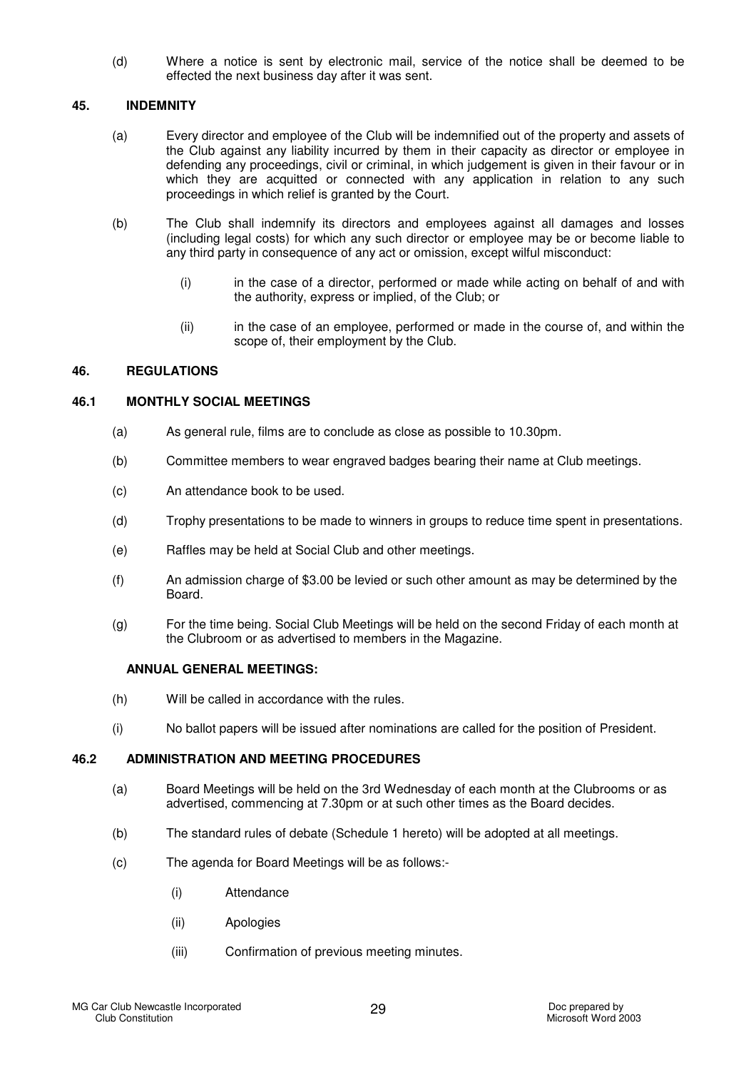(d) Where a notice is sent by electronic mail, service of the notice shall be deemed to be effected the next business day after it was sent.

## 45. INDEMNITY

(a) Every director and employee of the Club will be indemnified out of the property and assets of the Club against any liability incurred by them in their capacity as director or employee in defending any proceedings, civil or criminal, in which judgement is given in their favour or in which they are acquitted or connected with any application in relation to any such proceedings in which relief is granted by the Court.

(b) The Club shall indemnify its directors and employees against all damages and losses (including legal costs) for which any such director or employee may be or become liable to any third party in consequence of any act or omission, except wilful misconduct:

(i) in the case of a director, performed or made while acting on behalf of and with the authority, express or implied, of the Club; or

(ii) in the case of an employee, performed or made in the course of, and within the scope of, their employment by the Club.

## 46. REGULATIONS

### 46.1 MONTHLY SOCIAL MEETINGS

(a) As general rule, films are to conclude as close as possible to 10.30pm.

(b) Committee members to wear engraved badges bearing their name at Club meetings.

(c) An attendance book to be used.

(d) Trophy presentations to be made to winners in groups to reduce time spent in presentations.

(e) Raffles may be held at Social Club and other meetings.

(f) An admission charge of $3.00 be levied or such other amount as may be determined by the Board.

(g) For the time being. Social Club Meetings will be held on the second Friday of each month at the Clubroom or as advertised to members in the Magazine.

**ANNUAL GENERAL MEETINGS:**

(h) Will be called in accordance with the rules.

(i) No ballot papers will be issued after nominations are called for the position of President.

### 46.2 ADMINISTRATION AND MEETING PROCEDURES

(a) Board Meetings will be held on the 3rd Wednesday of each month at the Clubrooms or as advertised, commencing at 7.30pm or at such other times as the Board decides.

(b) The standard rules of debate (Schedule 1 hereto) will be adopted at all meetings.

(c) The agenda for Board Meetings will be as follows:-

(i) Attendance

(ii) Apologies

(iii) Confirmation of previous meeting minutes.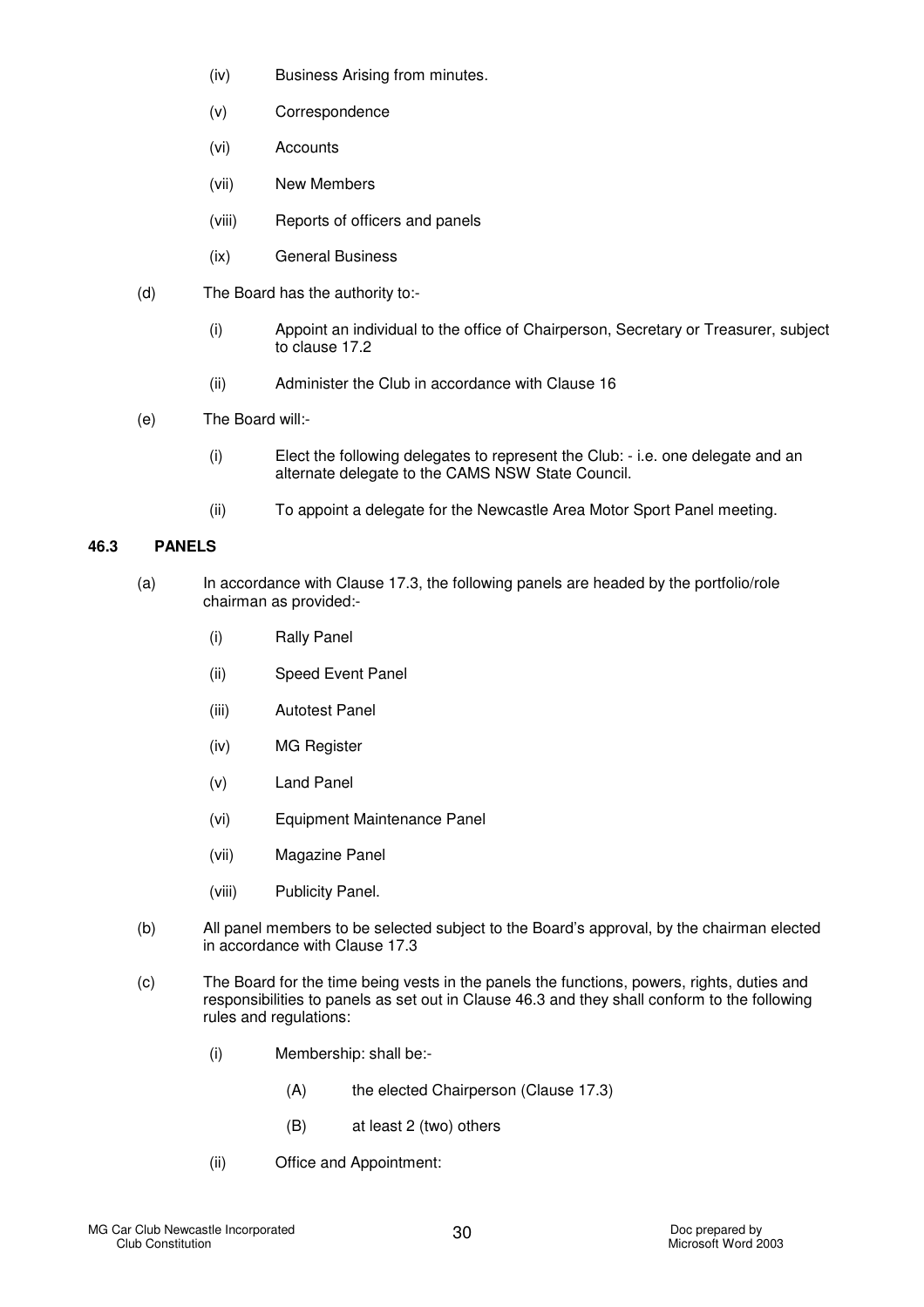(iv) Business Arising from minutes.

(v) Correspondence

(vi) Accounts

(vii) New Members

(viii) Reports of officers and panels

(ix) General Business

(d) The Board has the authority to:-

(i) Appoint an individual to the office of Chairperson, Secretary or Treasurer, subject to clause 17.2

(ii) Administer the Club in accordance with Clause 16

(e) The Board will:-

(i) Elect the following delegates to represent the Club: - i.e. one delegate and an alternate delegate to the CAMS NSW State Council.

(ii) To appoint a delegate for the Newcastle Area Motor Sport Panel meeting.

### 46.3 PANELS

(a) In accordance with Clause 17.3, the following panels are headed by the portfolio/role chairman as provided:-

(i) Rally Panel

(ii) Speed Event Panel

(iii) Autotest Panel

(iv) MG Register

(v) Land Panel

(vi) Equipment Maintenance Panel

(vii) Magazine Panel

(viii) Publicity Panel.

(b) All panel members to be selected subject to the Board's approval, by the chairman elected in accordance with Clause 17.3

(c) The Board for the time being vests in the panels the functions, powers, rights, duties and responsibilities to panels as set out in Clause 46.3 and they shall conform to the following rules and regulations:

(i) Membership: shall be:-

(A) the elected Chairperson (Clause 17.3)

(B) at least 2 (two) others

(ii) Office and Appointment: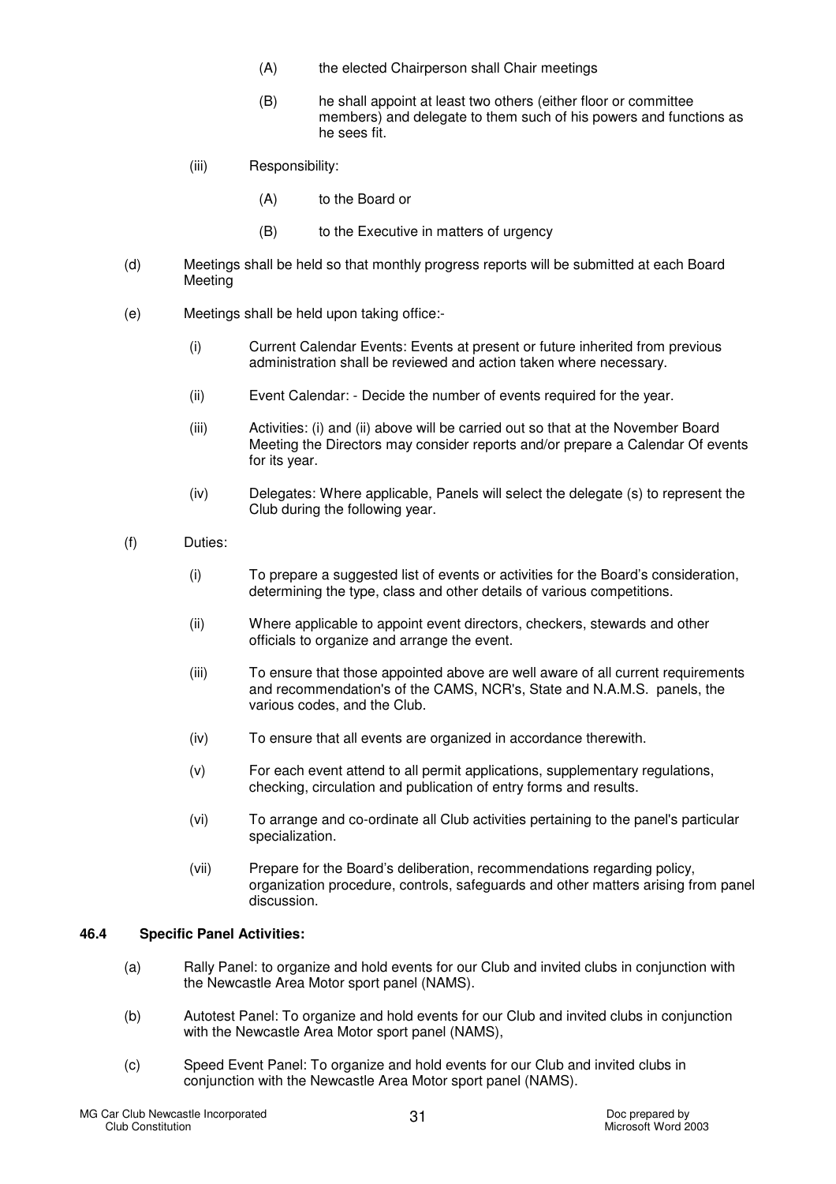(A) the elected Chairperson shall Chair meetings

(B) he shall appoint at least two others (either floor or committee members) and delegate to them such of his powers and functions as he sees fit.

(iii) Responsibility:

(A) to the Board or

(B) to the Executive in matters of urgency

(d) Meetings shall be held so that monthly progress reports will be submitted at each Board Meeting

(e) Meetings shall be held upon taking office:-

(i) Current Calendar Events: Events at present or future inherited from previous administration shall be reviewed and action taken where necessary.

(ii) Event Calendar: - Decide the number of events required for the year.

(iii) Activities: (i) and (ii) above will be carried out so that at the November Board Meeting the Directors may consider reports and/or prepare a Calendar Of events for its year.

(iv) Delegates: Where applicable, Panels will select the delegate (s) to represent the Club during the following year.

(f) Duties:

(i) To prepare a suggested list of events or activities for the Board's consideration, determining the type, class and other details of various competitions.

(ii) Where applicable to appoint event directors, checkers, stewards and other officials to organize and arrange the event.

(iii) To ensure that those appointed above are well aware of all current requirements and recommendation's of the CAMS, NCR's, State and N.A.M.S. panels, the various codes, and the Club.

(iv) To ensure that all events are organized in accordance therewith.

(v) For each event attend to all permit applications, supplementary regulations, checking, circulation and publication of entry forms and results.

(vi) To arrange and co-ordinate all Club activities pertaining to the panel's particular specialization.

(vii) Prepare for the Board's deliberation, recommendations regarding policy, organization procedure, controls, safeguards and other matters arising from panel discussion.

**46.4 Specific Panel Activities:**

(a) Rally Panel: to organize and hold events for our Club and invited clubs in conjunction with the Newcastle Area Motor sport panel (NAMS).

(b) Autotest Panel: To organize and hold events for our Club and invited clubs in conjunction with the Newcastle Area Motor sport panel (NAMS),

(c) Speed Event Panel: To organize and hold events for our Club and invited clubs in conjunction with the Newcastle Area Motor sport panel (NAMS).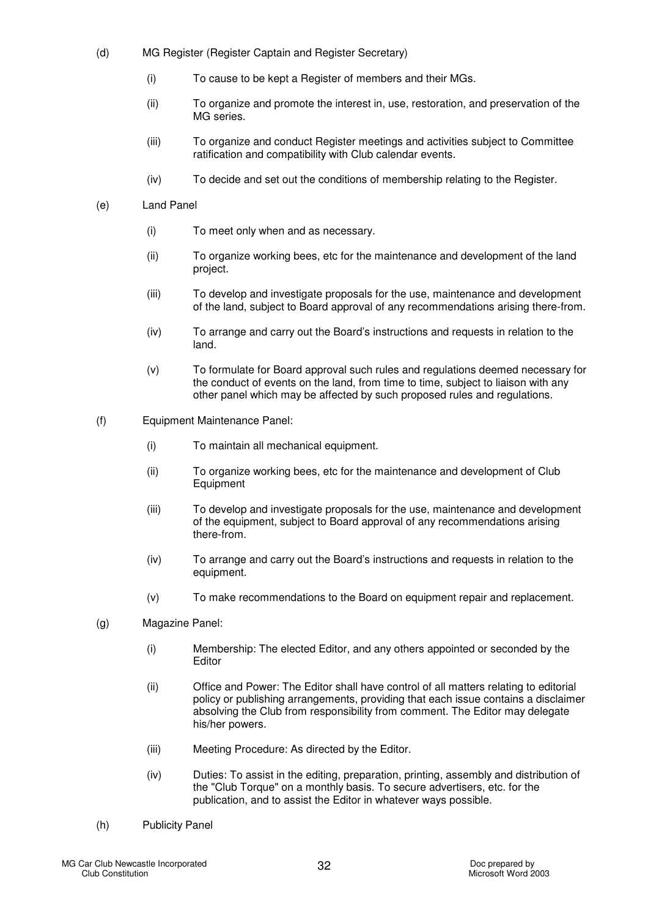(d) MG Register (Register Captain and Register Secretary)

- (i) To cause to be kept a Register of members and their MGs.
- (ii) To organize and promote the interest in, use, restoration, and preservation of the MG series.
- (iii) To organize and conduct Register meetings and activities subject to Committee ratification and compatibility with Club calendar events.
- (iv) To decide and set out the conditions of membership relating to the Register.

(e) Land Panel

- (i) To meet only when and as necessary.
- (ii) To organize working bees, etc for the maintenance and development of the land project.
- (iii) To develop and investigate proposals for the use, maintenance and development of the land, subject to Board approval of any recommendations arising there-from.
- (iv) To arrange and carry out the Board's instructions and requests in relation to the land.
- (v) To formulate for Board approval such rules and regulations deemed necessary for the conduct of events on the land, from time to time, subject to liaison with any other panel which may be affected by such proposed rules and regulations.

(f) Equipment Maintenance Panel:

- (i) To maintain all mechanical equipment.
- (ii) To organize working bees, etc for the maintenance and development of Club Equipment
- (iii) To develop and investigate proposals for the use, maintenance and development of the equipment, subject to Board approval of any recommendations arising there-from.
- (iv) To arrange and carry out the Board's instructions and requests in relation to the equipment.
- (v) To make recommendations to the Board on equipment repair and replacement.

(g) Magazine Panel:

- (i) Membership: The elected Editor, and any others appointed or seconded by the Editor
- (ii) Office and Power: The Editor shall have control of all matters relating to editorial policy or publishing arrangements, providing that each issue contains a disclaimer absolving the Club from responsibility from comment. The Editor may delegate his/her powers.
- (iii) Meeting Procedure: As directed by the Editor.
- (iv) Duties: To assist in the editing, preparation, printing, assembly and distribution of the "Club Torque" on a monthly basis. To secure advertisers, etc. for the publication, and to assist the Editor in whatever ways possible.

(h) Publicity Panel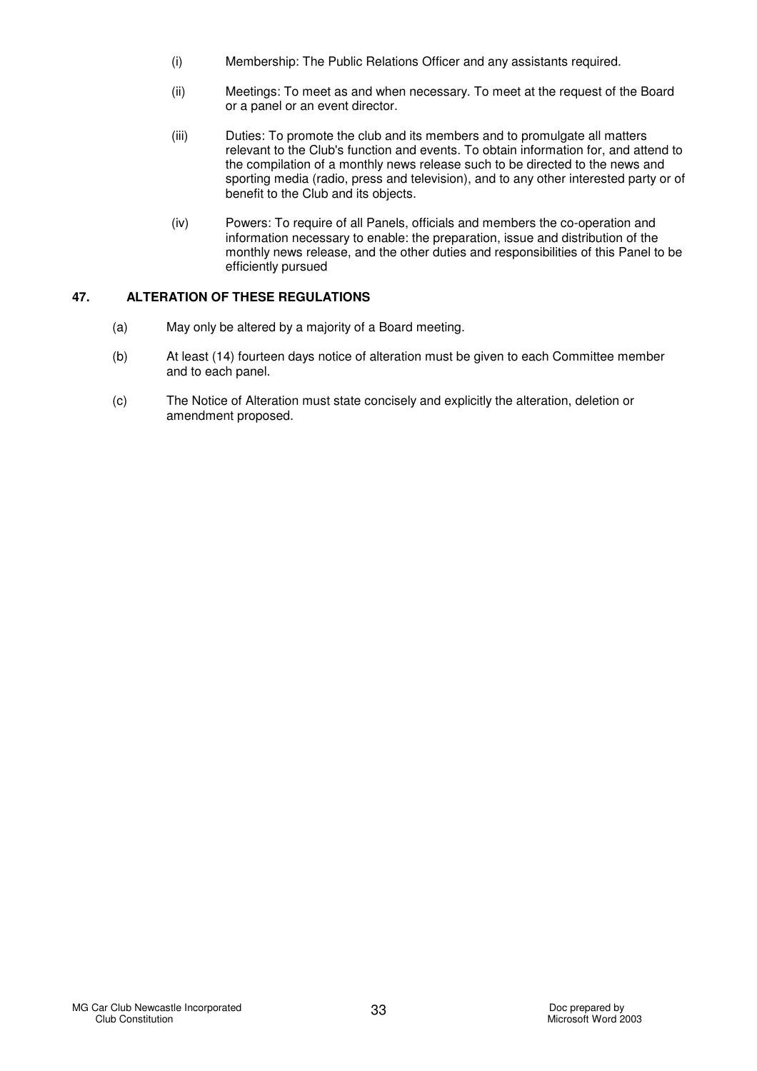(i) Membership: The Public Relations Officer and any assistants required.

(ii) Meetings: To meet as and when necessary. To meet at the request of the Board or a panel or an event director.

(iii) Duties: To promote the club and its members and to promulgate all matters relevant to the Club's function and events. To obtain information for, and attend to the compilation of a monthly news release such to be directed to the news and sporting media (radio, press and television), and to any other interested party or of benefit to the Club and its objects.

(iv) Powers: To require of all Panels, officials and members the co-operation and information necessary to enable: the preparation, issue and distribution of the monthly news release, and the other duties and responsibilities of this Panel to be efficiently pursued

## 47. ALTERATION OF THESE REGULATIONS

(a) May only be altered by a majority of a Board meeting.

(b) At least (14) fourteen days notice of alteration must be given to each Committee member and to each panel.

(c) The Notice of Alteration must state concisely and explicitly the alteration, deletion or amendment proposed.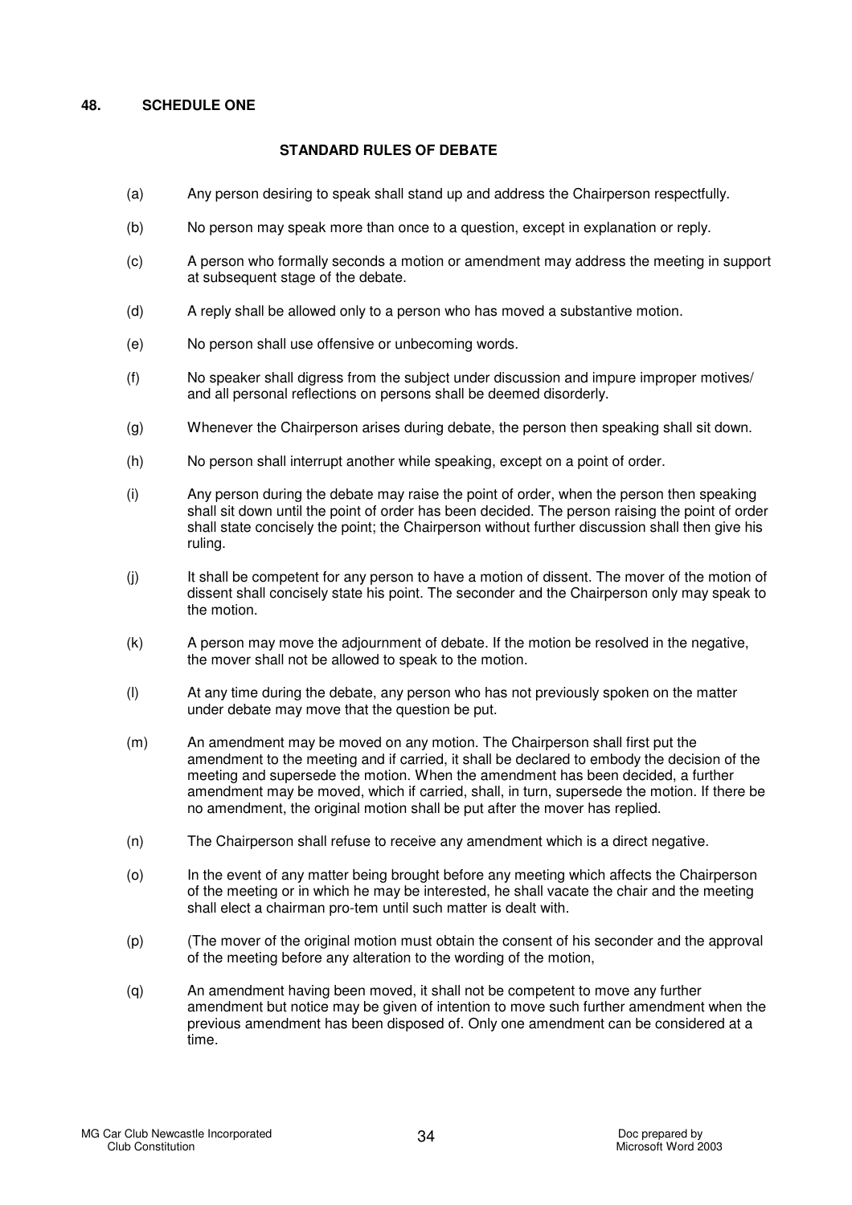## 48. SCHEDULE ONE

### STANDARD RULES OF DEBATE

(a) Any person desiring to speak shall stand up and address the Chairperson respectfully.

(b) No person may speak more than once to a question, except in explanation or reply.

(c) A person who formally seconds a motion or amendment may address the meeting in support at subsequent stage of the debate.

(d) A reply shall be allowed only to a person who has moved a substantive motion.

(e) No person shall use offensive or unbecoming words.

(f) No speaker shall digress from the subject under discussion and impure improper motives/ and all personal reflections on persons shall be deemed disorderly.

(g) Whenever the Chairperson arises during debate, the person then speaking shall sit down.

(h) No person shall interrupt another while speaking, except on a point of order.

(i) Any person during the debate may raise the point of order, when the person then speaking shall sit down until the point of order has been decided. The person raising the point of order shall state concisely the point; the Chairperson without further discussion shall then give his ruling.

(j) It shall be competent for any person to have a motion of dissent. The mover of the motion of dissent shall concisely state his point. The seconder and the Chairperson only may speak to the motion.

(k) A person may move the adjournment of debate. If the motion be resolved in the negative, the mover shall not be allowed to speak to the motion.

(l) At any time during the debate, any person who has not previously spoken on the matter under debate may move that the question be put.

(m) An amendment may be moved on any motion. The Chairperson shall first put the amendment to the meeting and if carried, it shall be declared to embody the decision of the meeting and supersede the motion. When the amendment has been decided, a further amendment may be moved, which if carried, shall, in turn, supersede the motion. If there be no amendment, the original motion shall be put after the mover has replied.

(n) The Chairperson shall refuse to receive any amendment which is a direct negative.

(o) In the event of any matter being brought before any meeting which affects the Chairperson of the meeting or in which he may be interested, he shall vacate the chair and the meeting shall elect a chairman pro-tem until such matter is dealt with.

(p) (The mover of the original motion must obtain the consent of his seconder and the approval of the meeting before any alteration to the wording of the motion,

(q) An amendment having been moved, it shall not be competent to move any further amendment but notice may be given of intention to move such further amendment when the previous amendment has been disposed of. Only one amendment can be considered at a time.